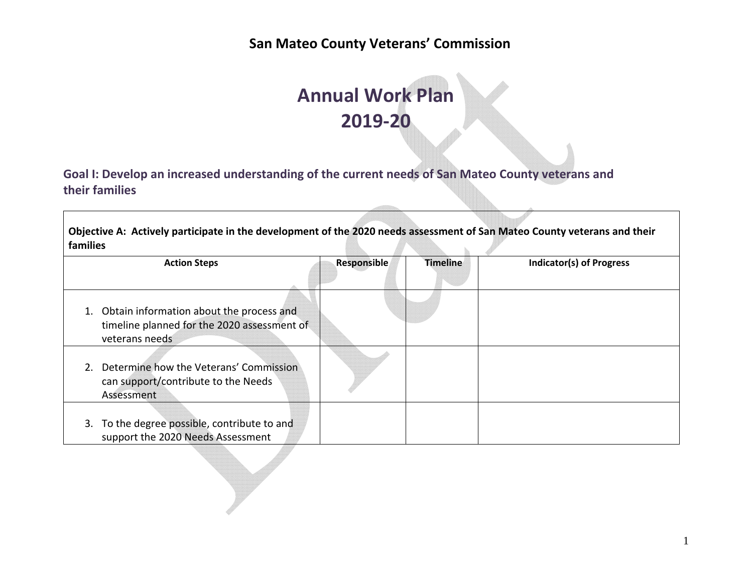# San Mateo County Veterans' Commission

# Annual Work Plan 2019-20

## Goal I: Develop an increased understanding of the current needs of San Mateo County veterans and their families

| **Objective A: Actively participate in the development of the 2020 needs assessment of San Mateo County veterans and their families** | | | |
|---|---|---|---|
| **Action Steps** | **Responsible** | **Timeline** | **Indicator(s) of Progress** |
| 1. Obtain information about the process and timeline planned for the 2020 assessment of veterans needs | | | |
| 2. Determine how the Veterans' Commission can support/contribute to the Needs Assessment | | | |
| 3. To the degree possible, contribute to and support the 2020 Needs Assessment | | | |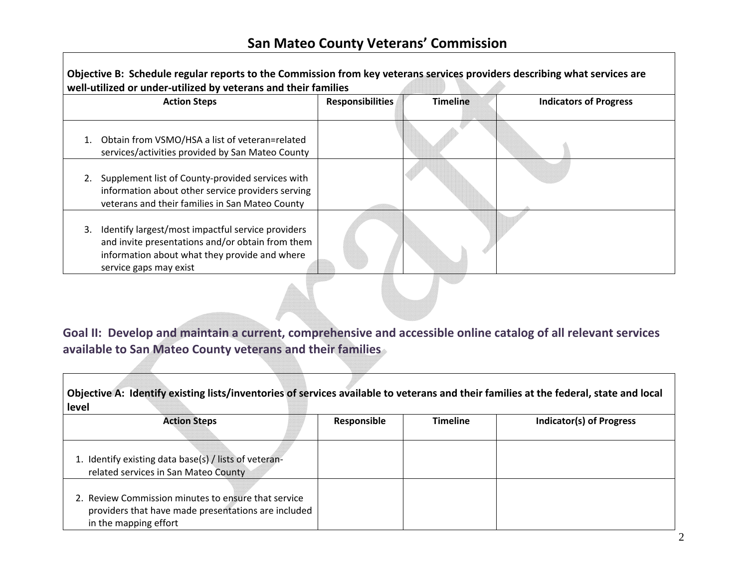# San Mateo County Veterans' Commission

| **Objective B: Schedule regular reports to the Commission from key veterans services providers describing what services are well-utilized or under-utilized by veterans and their families** | | | |
|---|---|---|---|
| **Action Steps** | **Responsibilities** | **Timeline** | **Indicators of Progress** |
| 1. Obtain from VSMO/HSA a list of veteran=related services/activities provided by San Mateo County | | | |
| 2. Supplement list of County-provided services with information about other service providers serving veterans and their families in San Mateo County | | | |
| 3. Identify largest/most impactful service providers and invite presentations and/or obtain from them information about what they provide and where service gaps may exist | | | |

## Goal II: Develop and maintain a current, comprehensive and accessible online catalog of all relevant services available to San Mateo County veterans and their families

| **Objective A: Identify existing lists/inventories of services available to veterans and their families at the federal, state and local level** | | | |
|---|---|---|---|
| **Action Steps** | **Responsible** | **Timeline** | **Indicator(s) of Progress** |
| 1. Identify existing data base(s) / lists of veteran-related services in San Mateo County | | | |
| 2. Review Commission minutes to ensure that service providers that have made presentations are included in the mapping effort | | | |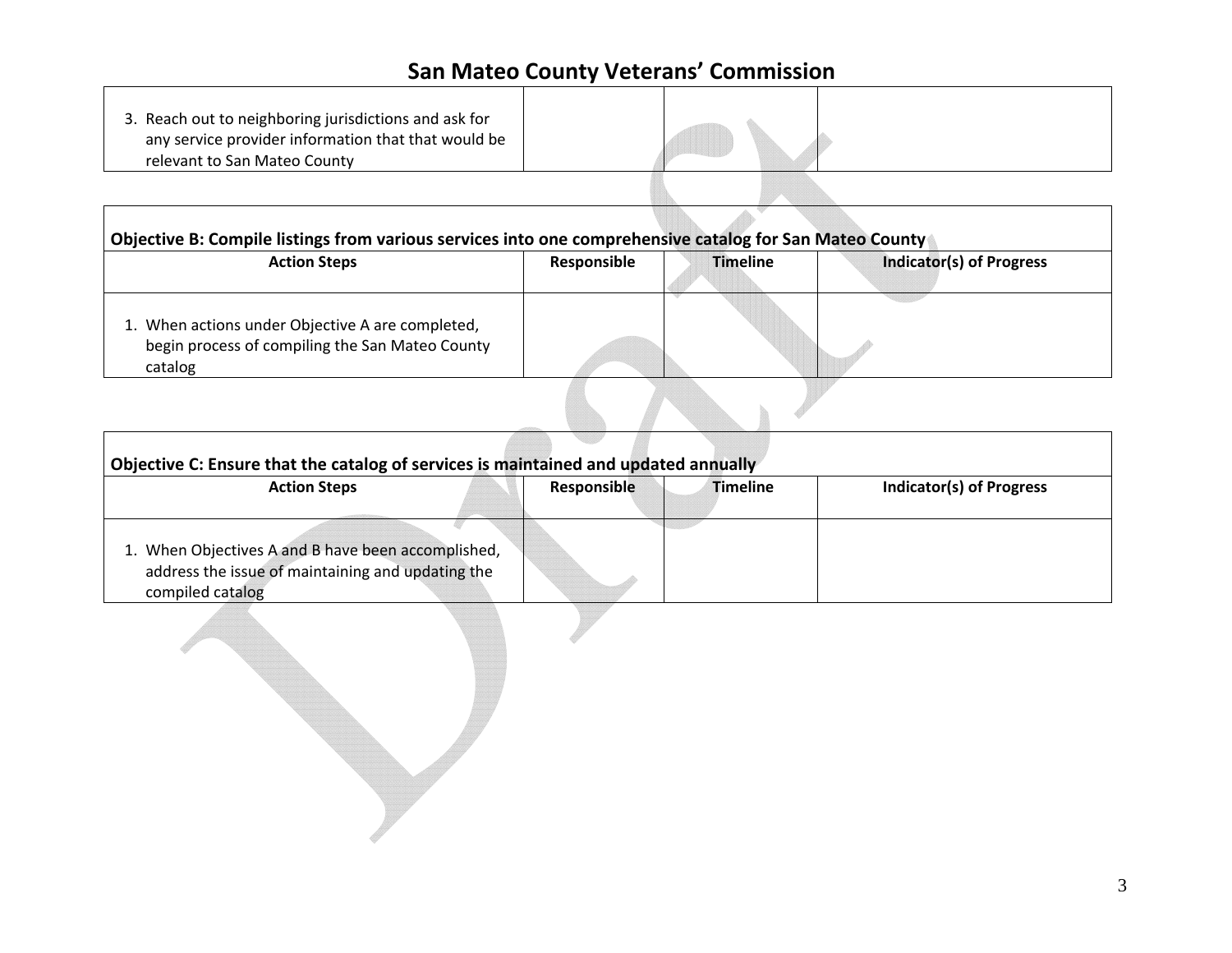| | | | |
|---|---|---|---|
| 3. Reach out to neighboring jurisdictions and ask for any service provider information that that would be relevant to San Mateo County | | | |

**Objective B: Compile listings from various services into one comprehensive catalog for San Mateo County**

| Action Steps | Responsible | Timeline | Indicator(s) of Progress |
|---|---|---|---|
| 1. When actions under Objective A are completed, begin process of compiling the San Mateo County catalog | | | |

**Objective C: Ensure that the catalog of services is maintained and updated annually**

| Action Steps | Responsible | Timeline | Indicator(s) of Progress |
|---|---|---|---|
| 1. When Objectives A and B have been accomplished, address the issue of maintaining and updating the compiled catalog | | | |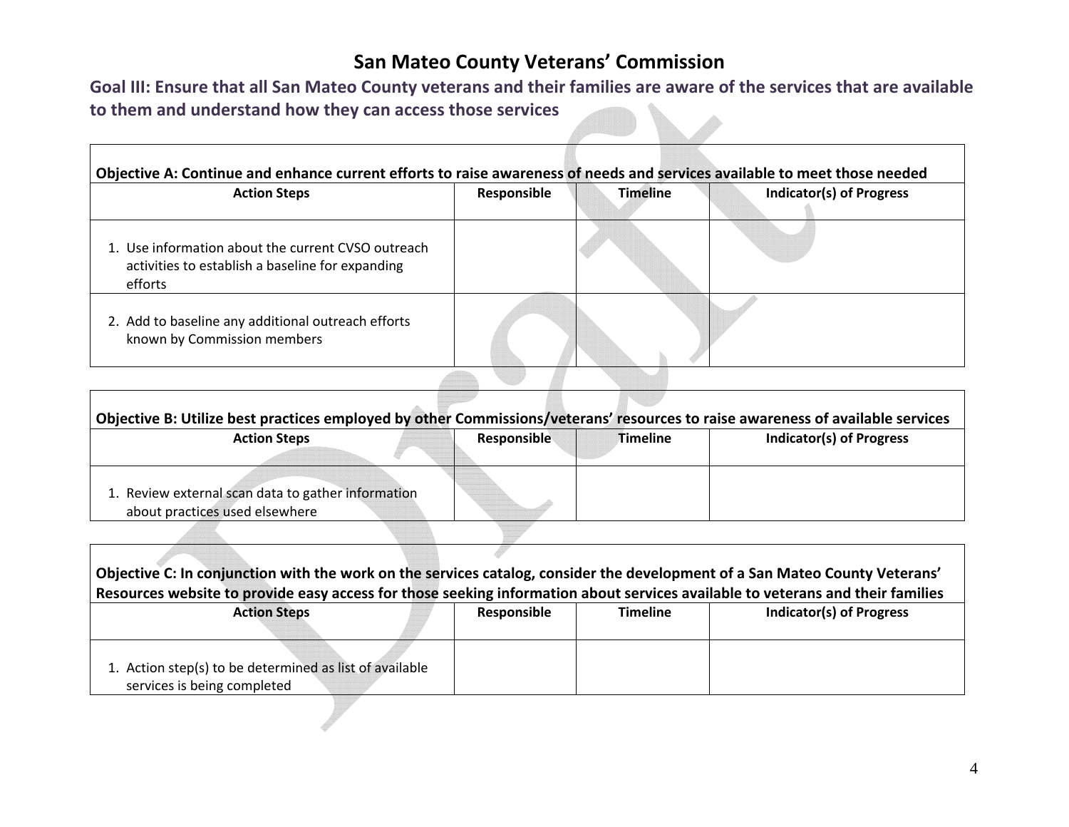# San Mateo County Veterans' Commission

## Goal III: Ensure that all San Mateo County veterans and their families are aware of the services that are available to them and understand how they can access those services

**Objective A: Continue and enhance current efforts to raise awareness of needs and services available to meet those needed**

| Action Steps | Responsible | Timeline | Indicator(s) of Progress |
|---|---|---|---|
| 1. Use information about the current CVSO outreach activities to establish a baseline for expanding efforts | | | |
| 2. Add to baseline any additional outreach efforts known by Commission members | | | |

**Objective B: Utilize best practices employed by other Commissions/veterans' resources to raise awareness of available services**

| Action Steps | Responsible | Timeline | Indicator(s) of Progress |
|---|---|---|---|
| 1. Review external scan data to gather information about practices used elsewhere | | | |

**Objective C: In conjunction with the work on the services catalog, consider the development of a San Mateo County Veterans' Resources website to provide easy access for those seeking information about services available to veterans and their families**

| Action Steps | Responsible | Timeline | Indicator(s) of Progress |
|---|---|---|---|
| 1. Action step(s) to be determined as list of available services is being completed | | | |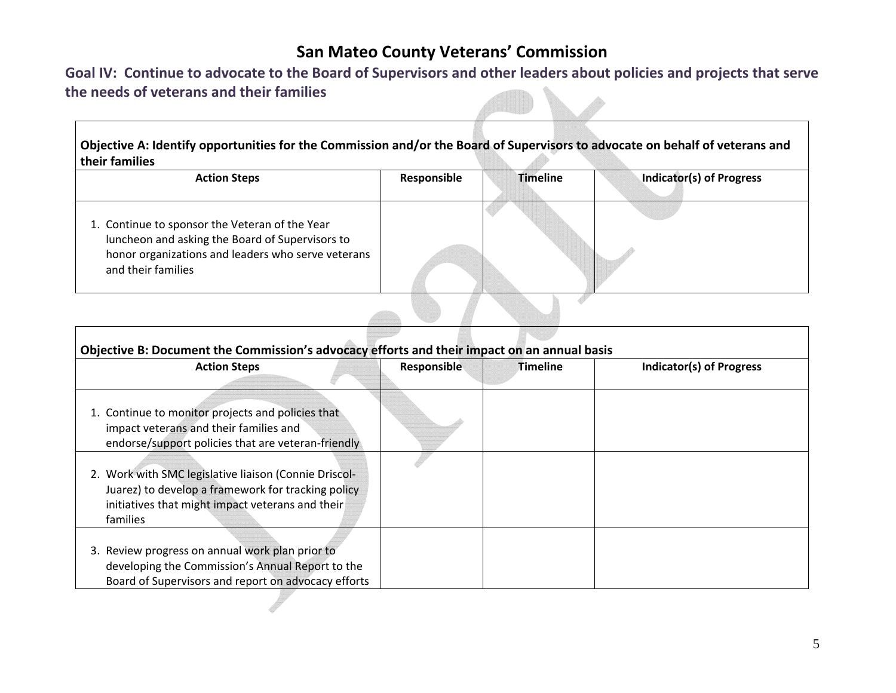# San Mateo County Veterans' Commission

## Goal IV: Continue to advocate to the Board of Supervisors and other leaders about policies and projects that serve the needs of veterans and their families

**Objective A: Identify opportunities for the Commission and/or the Board of Supervisors to advocate on behalf of veterans and their families**

| Action Steps | Responsible | Timeline | Indicator(s) of Progress |
|---|---|---|---|
| 1. Continue to sponsor the Veteran of the Year luncheon and asking the Board of Supervisors to honor organizations and leaders who serve veterans and their families | | | |

**Objective B: Document the Commission's advocacy efforts and their impact on an annual basis**

| Action Steps | Responsible | Timeline | Indicator(s) of Progress |
|---|---|---|---|
| 1. Continue to monitor projects and policies that impact veterans and their families and endorse/support policies that are veteran-friendly | | | |
| 2. Work with SMC legislative liaison (Connie Driscol-Juarez) to develop a framework for tracking policy initiatives that might impact veterans and their families | | | |
| 3. Review progress on annual work plan prior to developing the Commission's Annual Report to the Board of Supervisors and report on advocacy efforts | | | |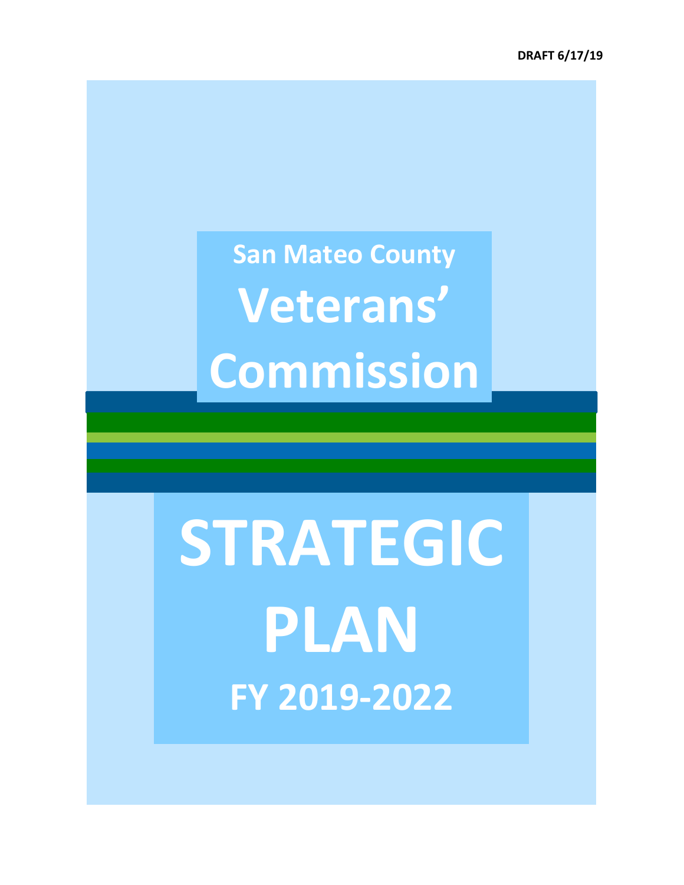DRAFT 6/17/19

San Mateo County

# Veterans' Commission

# STRATEGIC PLAN

## FY 2019-2022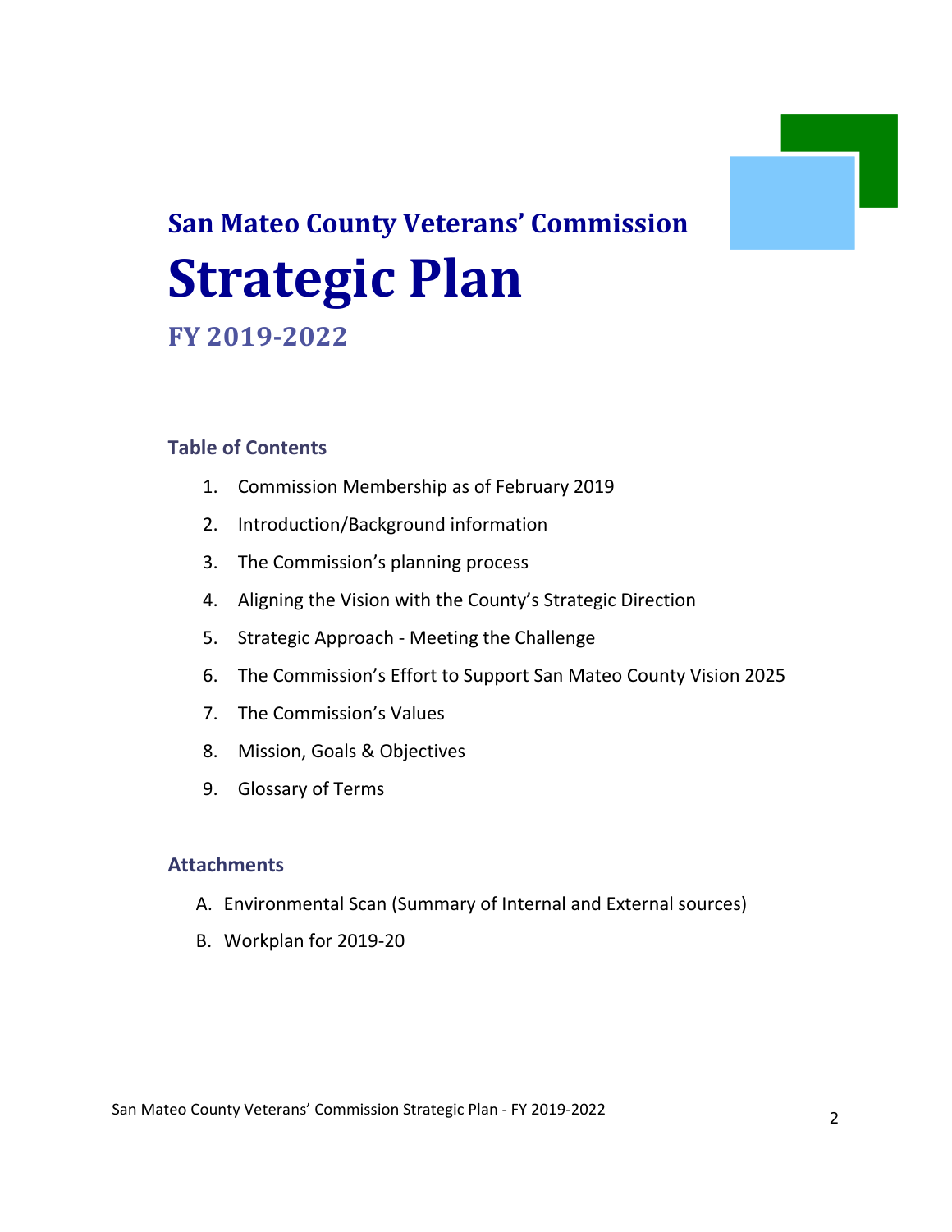## San Mateo County Veterans' Commission

# Strategic Plan

### FY 2019-2022

### Table of Contents

1. Commission Membership as of February 2019
2. Introduction/Background information
3. The Commission's planning process
4. Aligning the Vision with the County's Strategic Direction
5. Strategic Approach - Meeting the Challenge
6. The Commission's Effort to Support San Mateo County Vision 2025
7. The Commission's Values
8. Mission, Goals & Objectives
9. Glossary of Terms

### Attachments

A. Environmental Scan (Summary of Internal and External sources)

B. Workplan for 2019-20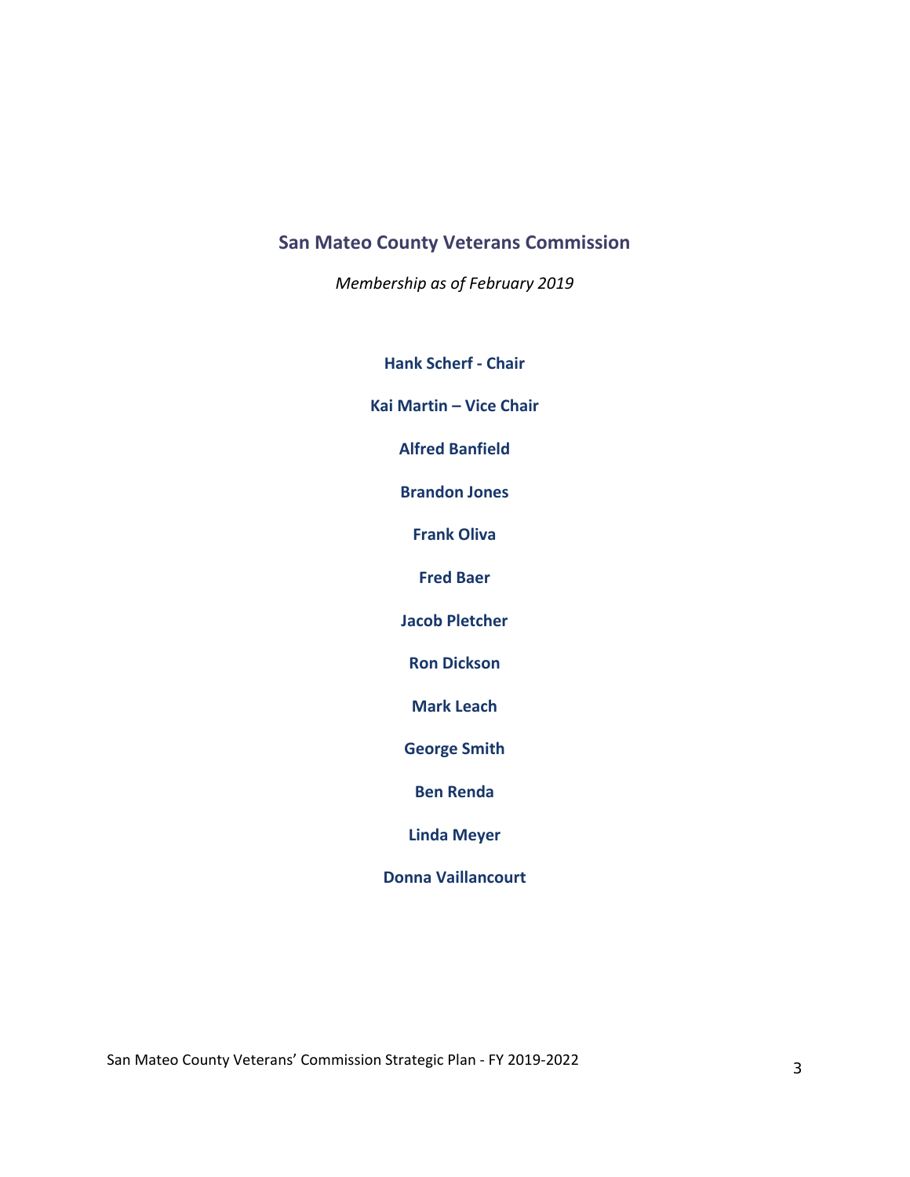## San Mateo County Veterans Commission

*Membership as of February 2019*

**Hank Scherf - Chair**

**Kai Martin – Vice Chair**

**Alfred Banfield**

**Brandon Jones**

**Frank Oliva**

**Fred Baer**

**Jacob Pletcher**

**Ron Dickson**

**Mark Leach**

**George Smith**

**Ben Renda**

**Linda Meyer**

**Donna Vaillancourt**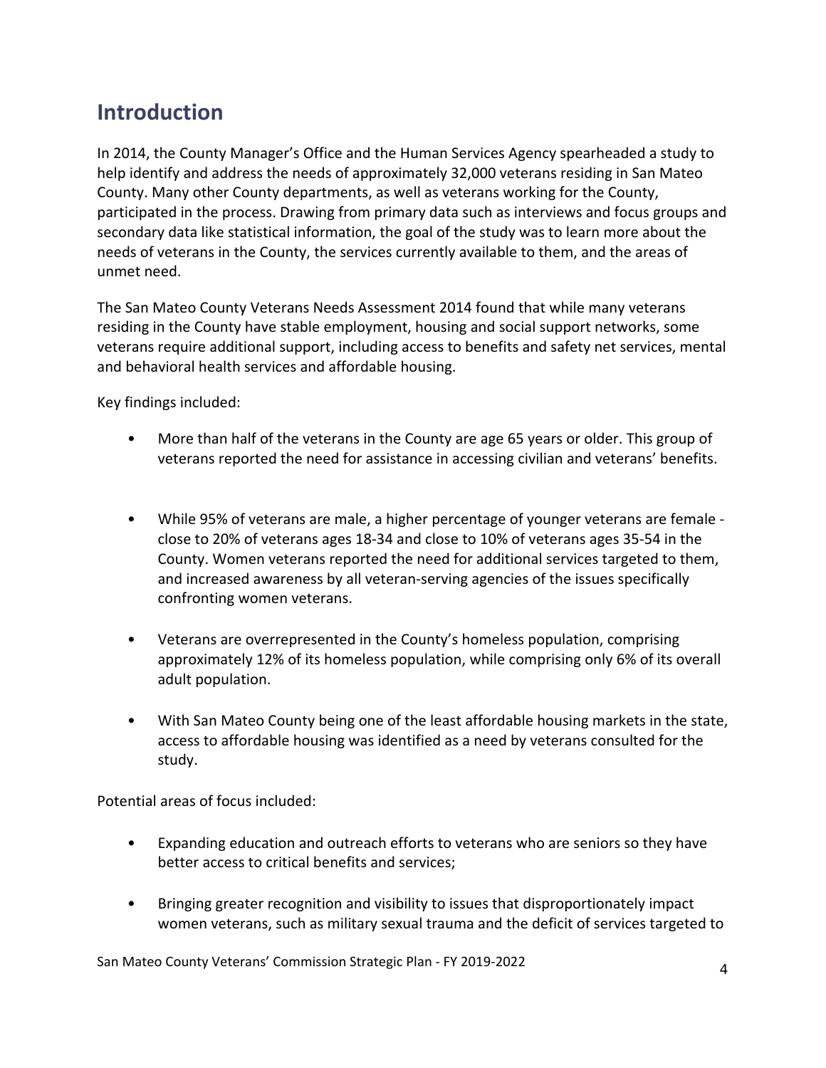## Introduction

In 2014, the County Manager's Office and the Human Services Agency spearheaded a study to help identify and address the needs of approximately 32,000 veterans residing in San Mateo County. Many other County departments, as well as veterans working for the County, participated in the process. Drawing from primary data such as interviews and focus groups and secondary data like statistical information, the goal of the study was to learn more about the needs of veterans in the County, the services currently available to them, and the areas of unmet need.

The San Mateo County Veterans Needs Assessment 2014 found that while many veterans residing in the County have stable employment, housing and social support networks, some veterans require additional support, including access to benefits and safety net services, mental and behavioral health services and affordable housing.

Key findings included:

- More than half of the veterans in the County are age 65 years or older. This group of veterans reported the need for assistance in accessing civilian and veterans' benefits.
- While 95% of veterans are male, a higher percentage of younger veterans are female - close to 20% of veterans ages 18-34 and close to 10% of veterans ages 35-54 in the County. Women veterans reported the need for additional services targeted to them, and increased awareness by all veteran-serving agencies of the issues specifically confronting women veterans.
- Veterans are overrepresented in the County's homeless population, comprising approximately 12% of its homeless population, while comprising only 6% of its overall adult population.
- With San Mateo County being one of the least affordable housing markets in the state, access to affordable housing was identified as a need by veterans consulted for the study.

Potential areas of focus included:

- Expanding education and outreach efforts to veterans who are seniors so they have better access to critical benefits and services;
- Bringing greater recognition and visibility to issues that disproportionately impact women veterans, such as military sexual trauma and the deficit of services targeted to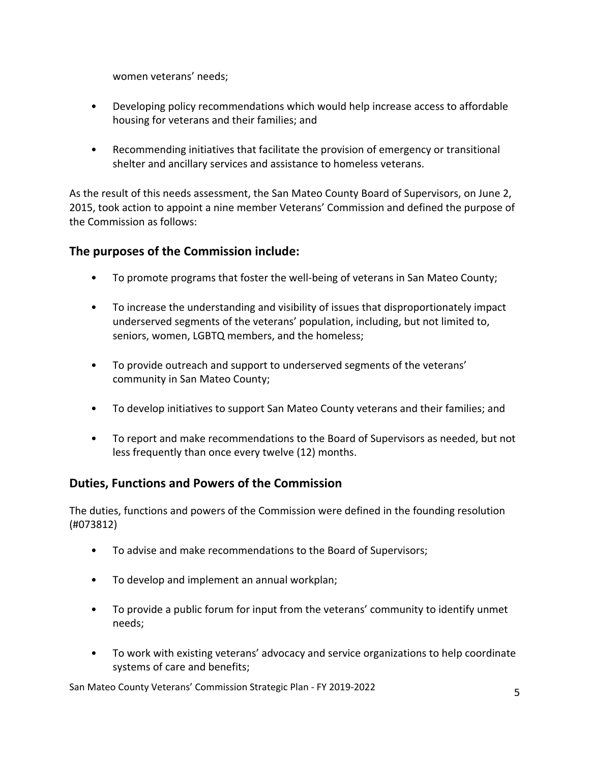women veterans' needs;

- Developing policy recommendations which would help increase access to affordable housing for veterans and their families; and
- Recommending initiatives that facilitate the provision of emergency or transitional shelter and ancillary services and assistance to homeless veterans.

As the result of this needs assessment, the San Mateo County Board of Supervisors, on June 2, 2015, took action to appoint a nine member Veterans' Commission and defined the purpose of the Commission as follows:

## The purposes of the Commission include:

- To promote programs that foster the well-being of veterans in San Mateo County;
- To increase the understanding and visibility of issues that disproportionately impact underserved segments of the veterans' population, including, but not limited to, seniors, women, LGBTQ members, and the homeless;
- To provide outreach and support to underserved segments of the veterans' community in San Mateo County;
- To develop initiatives to support San Mateo County veterans and their families; and
- To report and make recommendations to the Board of Supervisors as needed, but not less frequently than once every twelve (12) months.

## Duties, Functions and Powers of the Commission

The duties, functions and powers of the Commission were defined in the founding resolution (#073812)

- To advise and make recommendations to the Board of Supervisors;
- To develop and implement an annual workplan;
- To provide a public forum for input from the veterans' community to identify unmet needs;
- To work with existing veterans' advocacy and service organizations to help coordinate systems of care and benefits;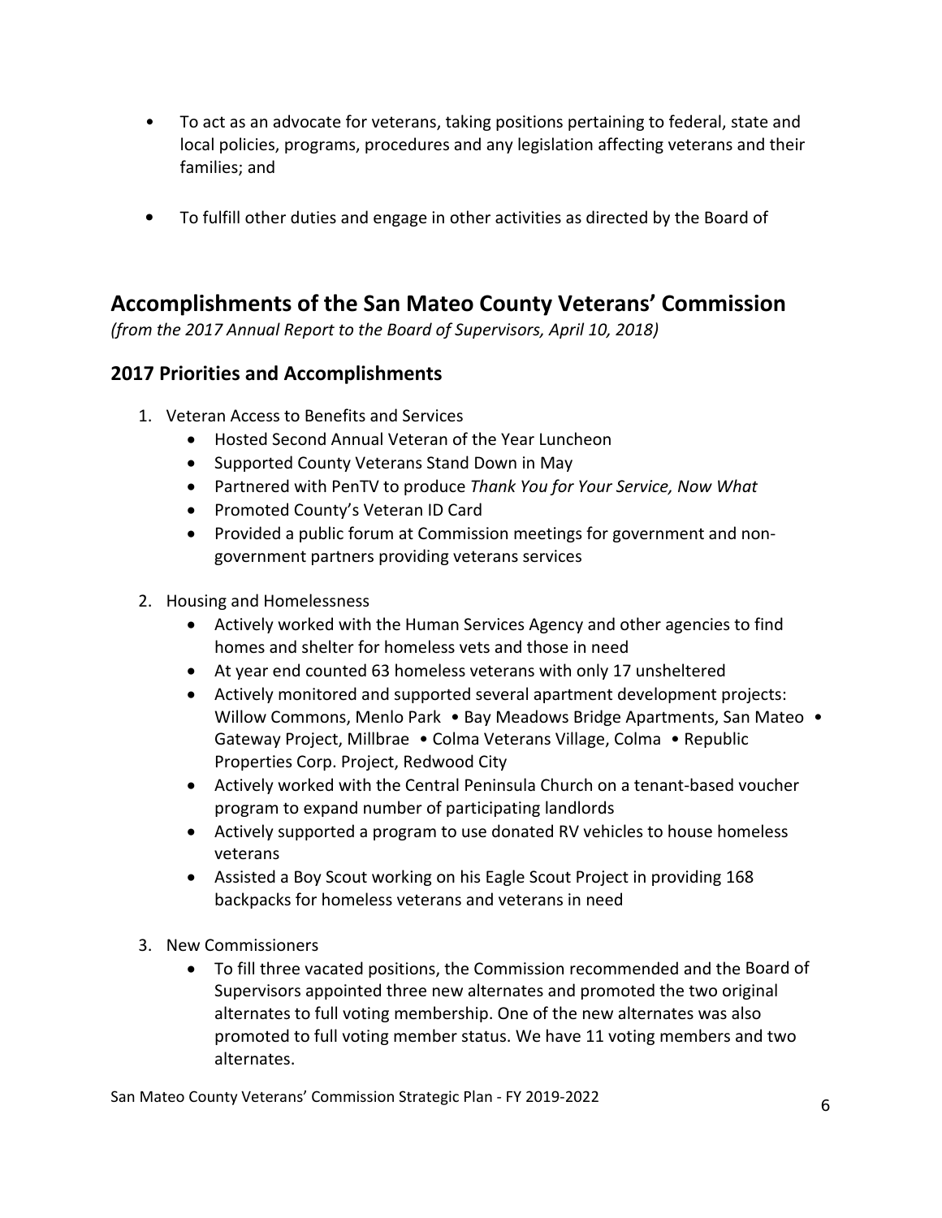- To act as an advocate for veterans, taking positions pertaining to federal, state and local policies, programs, procedures and any legislation affecting veterans and their families; and

- To fulfill other duties and engage in other activities as directed by the Board of

## Accomplishments of the San Mateo County Veterans' Commission

*(from the 2017 Annual Report to the Board of Supervisors, April 10, 2018)*

### 2017 Priorities and Accomplishments

1. Veteran Access to Benefits and Services
   - Hosted Second Annual Veteran of the Year Luncheon
   - Supported County Veterans Stand Down in May
   - Partnered with PenTV to produce *Thank You for Your Service, Now What*
   - Promoted County's Veteran ID Card
   - Provided a public forum at Commission meetings for government and non-government partners providing veterans services

2. Housing and Homelessness
   - Actively worked with the Human Services Agency and other agencies to find homes and shelter for homeless vets and those in need
   - At year end counted 63 homeless veterans with only 17 unsheltered
   - Actively monitored and supported several apartment development projects: Willow Commons, Menlo Park • Bay Meadows Bridge Apartments, San Mateo • Gateway Project, Millbrae • Colma Veterans Village, Colma • Republic Properties Corp. Project, Redwood City
   - Actively worked with the Central Peninsula Church on a tenant-based voucher program to expand number of participating landlords
   - Actively supported a program to use donated RV vehicles to house homeless veterans
   - Assisted a Boy Scout working on his Eagle Scout Project in providing 168 backpacks for homeless veterans and veterans in need

3. New Commissioners
   - To fill three vacated positions, the Commission recommended and the Board of Supervisors appointed three new alternates and promoted the two original alternates to full voting membership. One of the new alternates was also promoted to full voting member status. We have 11 voting members and two alternates.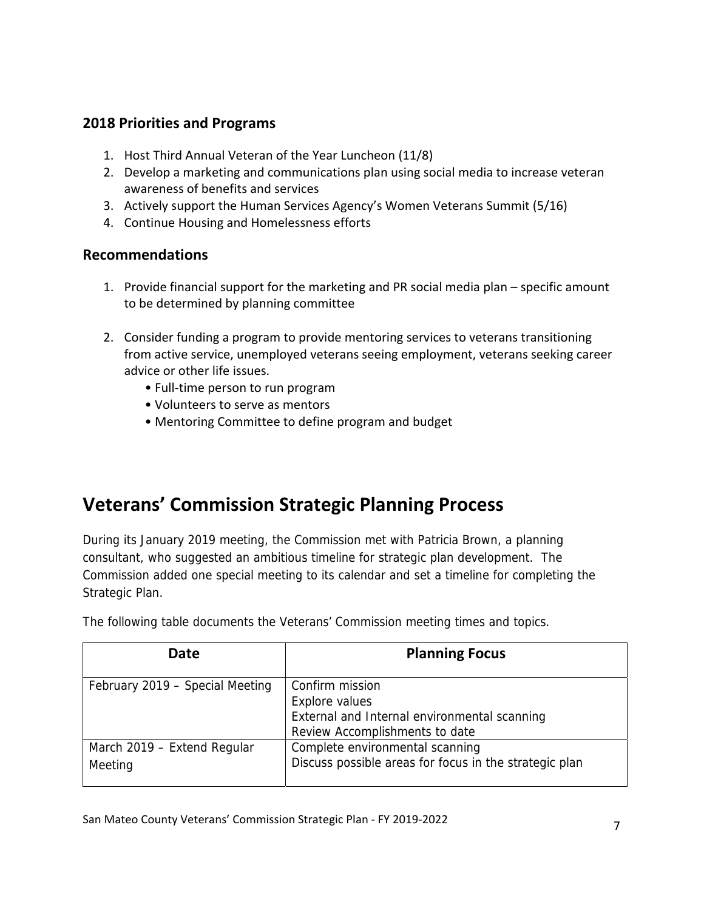## 2018 Priorities and Programs

1. Host Third Annual Veteran of the Year Luncheon (11/8)
2. Develop a marketing and communications plan using social media to increase veteran awareness of benefits and services
3. Actively support the Human Services Agency's Women Veterans Summit (5/16)
4. Continue Housing and Homelessness efforts

## Recommendations

1. Provide financial support for the marketing and PR social media plan – specific amount to be determined by planning committee

2. Consider funding a program to provide mentoring services to veterans transitioning from active service, unemployed veterans seeing employment, veterans seeking career advice or other life issues.
    - Full-time person to run program
    - Volunteers to serve as mentors
    - Mentoring Committee to define program and budget

# Veterans' Commission Strategic Planning Process

During its January 2019 meeting, the Commission met with Patricia Brown, a planning consultant, who suggested an ambitious timeline for strategic plan development. The Commission added one special meeting to its calendar and set a timeline for completing the Strategic Plan.

The following table documents the Veterans' Commission meeting times and topics.

| Date | Planning Focus |
|---|---|
| February 2019 – Special Meeting | Confirm mission<br>Explore values<br>External and Internal environmental scanning<br>Review Accomplishments to date |
| March 2019 – Extend Regular Meeting | Complete environmental scanning<br>Discuss possible areas for focus in the strategic plan |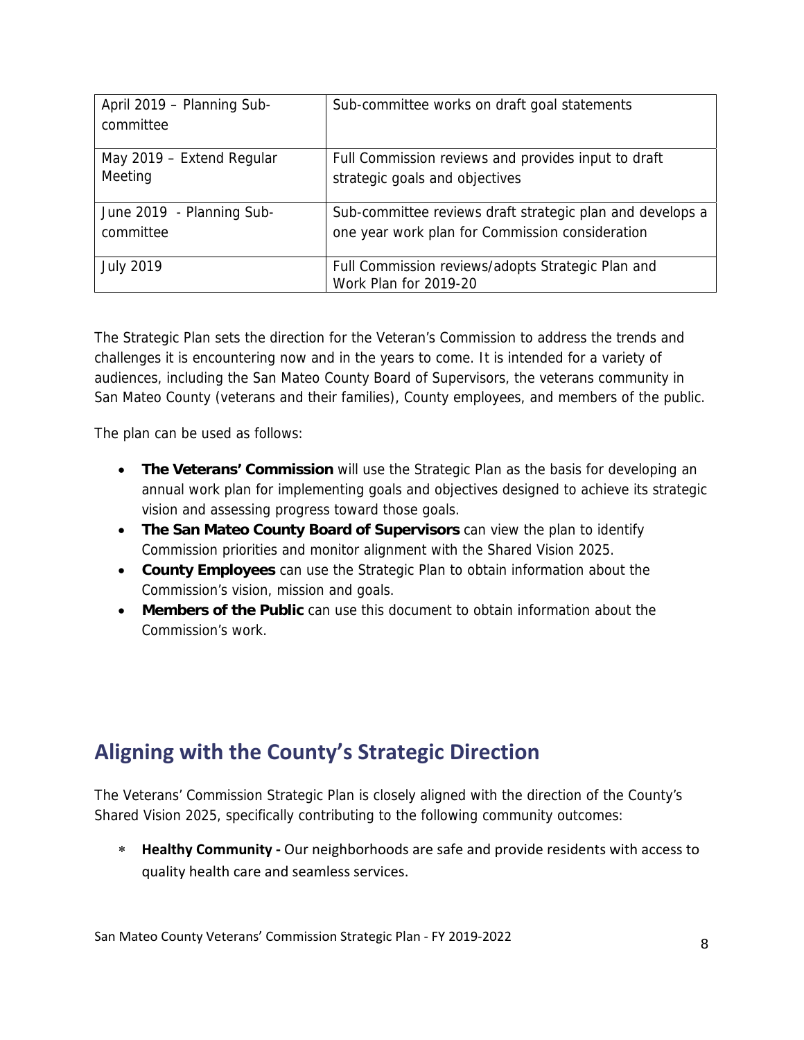| | |
|---|---|
| April 2019 – Planning Sub-committee | Sub-committee works on draft goal statements |
| May 2019 – Extend Regular Meeting | Full Commission reviews and provides input to draft strategic goals and objectives |
| June 2019 - Planning Sub-committee | Sub-committee reviews draft strategic plan and develops a one year work plan for Commission consideration |
| July 2019 | Full Commission reviews/adopts Strategic Plan and Work Plan for 2019-20 |

The Strategic Plan sets the direction for the Veteran's Commission to address the trends and challenges it is encountering now and in the years to come. It is intended for a variety of audiences, including the San Mateo County Board of Supervisors, the veterans community in San Mateo County (veterans and their families), County employees, and members of the public.

The plan can be used as follows:

- **The Veterans' Commission** will use the Strategic Plan as the basis for developing an annual work plan for implementing goals and objectives designed to achieve its strategic vision and assessing progress toward those goals.
- **The San Mateo County Board of Supervisors** can view the plan to identify Commission priorities and monitor alignment with the Shared Vision 2025.
- **County Employees** can use the Strategic Plan to obtain information about the Commission's vision, mission and goals.
- **Members of the Public** can use this document to obtain information about the Commission's work.

## Aligning with the County's Strategic Direction

The Veterans' Commission Strategic Plan is closely aligned with the direction of the County's Shared Vision 2025, specifically contributing to the following community outcomes:

* **Healthy Community -** Our neighborhoods are safe and provide residents with access to quality health care and seamless services.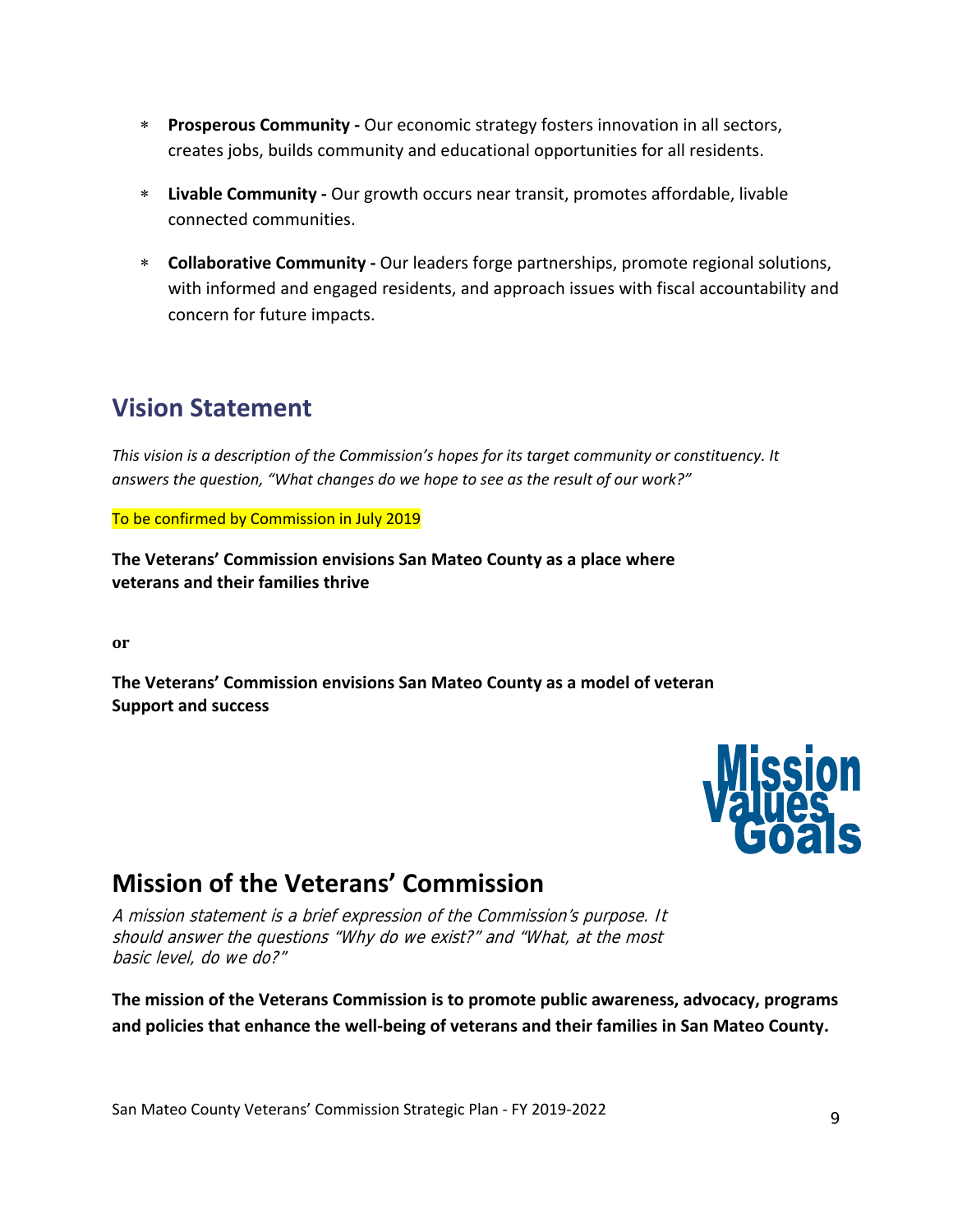* **Prosperous Community -** Our economic strategy fosters innovation in all sectors, creates jobs, builds community and educational opportunities for all residents.

* **Livable Community -** Our growth occurs near transit, promotes affordable, livable connected communities.

* **Collaborative Community -** Our leaders forge partnerships, promote regional solutions, with informed and engaged residents, and approach issues with fiscal accountability and concern for future impacts.

## Vision Statement

*This vision is a description of the Commission's hopes for its target community or constituency. It answers the question, "What changes do we hope to see as the result of our work?"*

To be confirmed by Commission in July 2019

**The Veterans' Commission envisions San Mateo County as a place where veterans and their families thrive**

**or**

**The Veterans' Commission envisions San Mateo County as a model of veteran Support and success**

## Mission of the Veterans' Commission

*A mission statement is a brief expression of the Commission's purpose. It should answer the questions "Why do we exist?" and "What, at the most basic level, do we do?"*

**The mission of the Veterans Commission is to promote public awareness, advocacy, programs and policies that enhance the well-being of veterans and their families in San Mateo County.**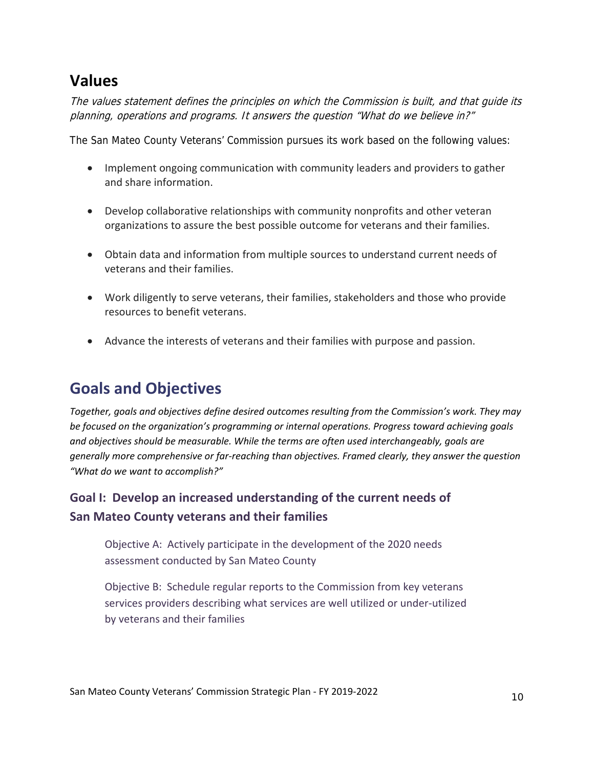## Values

*The values statement defines the principles on which the Commission is built, and that guide its planning, operations and programs. It answers the question "What do we believe in?"*

The San Mateo County Veterans' Commission pursues its work based on the following values:

- Implement ongoing communication with community leaders and providers to gather and share information.
- Develop collaborative relationships with community nonprofits and other veteran organizations to assure the best possible outcome for veterans and their families.
- Obtain data and information from multiple sources to understand current needs of veterans and their families.
- Work diligently to serve veterans, their families, stakeholders and those who provide resources to benefit veterans.
- Advance the interests of veterans and their families with purpose and passion.

## Goals and Objectives

*Together, goals and objectives define desired outcomes resulting from the Commission's work. They may be focused on the organization's programming or internal operations. Progress toward achieving goals and objectives should be measurable. While the terms are often used interchangeably, goals are generally more comprehensive or far-reaching than objectives. Framed clearly, they answer the question "What do we want to accomplish?"*

### Goal I: Develop an increased understanding of the current needs of San Mateo County veterans and their families

Objective A: Actively participate in the development of the 2020 needs assessment conducted by San Mateo County

Objective B: Schedule regular reports to the Commission from key veterans services providers describing what services are well utilized or under-utilized by veterans and their families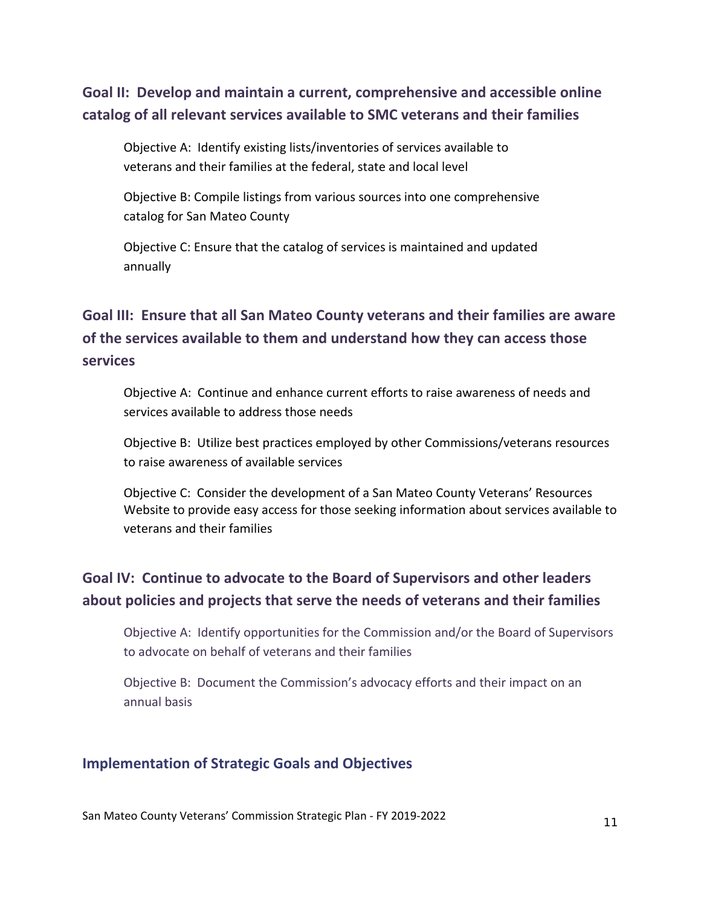## Goal II: Develop and maintain a current, comprehensive and accessible online catalog of all relevant services available to SMC veterans and their families

Objective A: Identify existing lists/inventories of services available to veterans and their families at the federal, state and local level

Objective B: Compile listings from various sources into one comprehensive catalog for San Mateo County

Objective C: Ensure that the catalog of services is maintained and updated annually

## Goal III: Ensure that all San Mateo County veterans and their families are aware of the services available to them and understand how they can access those services

Objective A: Continue and enhance current efforts to raise awareness of needs and services available to address those needs

Objective B: Utilize best practices employed by other Commissions/veterans resources to raise awareness of available services

Objective C: Consider the development of a San Mateo County Veterans' Resources Website to provide easy access for those seeking information about services available to veterans and their families

## Goal IV: Continue to advocate to the Board of Supervisors and other leaders about policies and projects that serve the needs of veterans and their families

Objective A: Identify opportunities for the Commission and/or the Board of Supervisors to advocate on behalf of veterans and their families

Objective B: Document the Commission's advocacy efforts and their impact on an annual basis

## Implementation of Strategic Goals and Objectives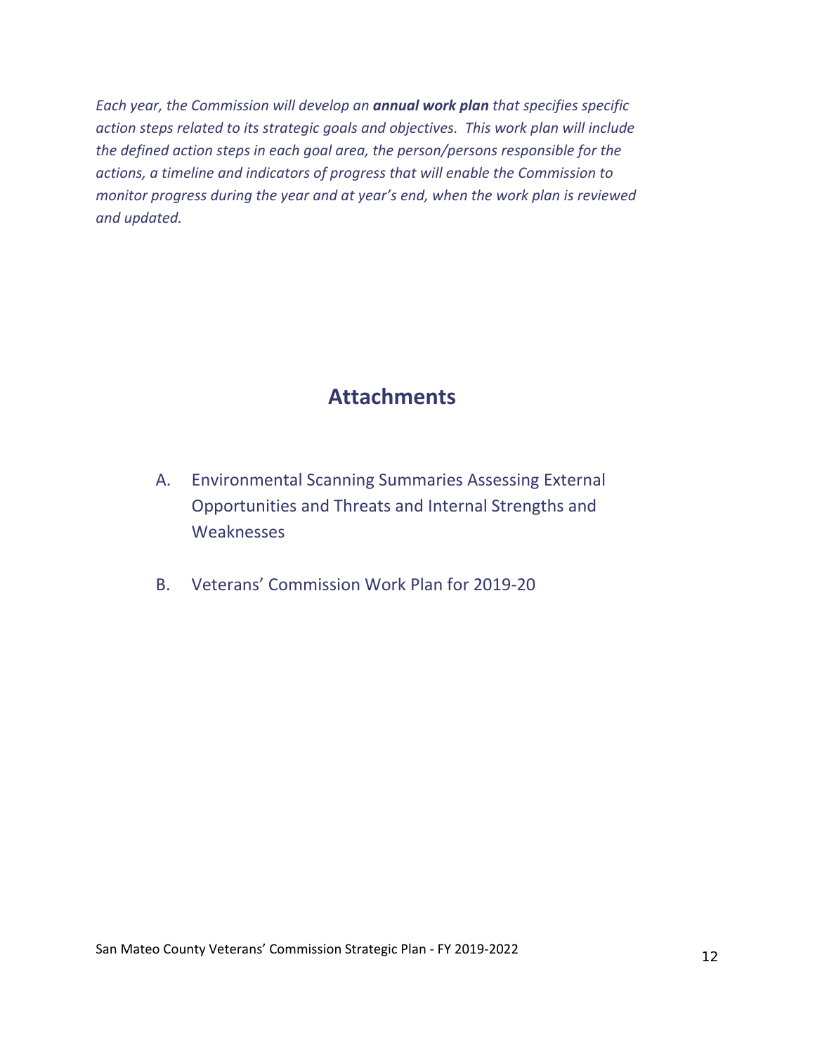*Each year, the Commission will develop an **annual work plan** that specifies specific action steps related to its strategic goals and objectives. This work plan will include the defined action steps in each goal area, the person/persons responsible for the actions, a timeline and indicators of progress that will enable the Commission to monitor progress during the year and at year's end, when the work plan is reviewed and updated.*

# Attachments

A. Environmental Scanning Summaries Assessing External Opportunities and Threats and Internal Strengths and Weaknesses

B. Veterans' Commission Work Plan for 2019-20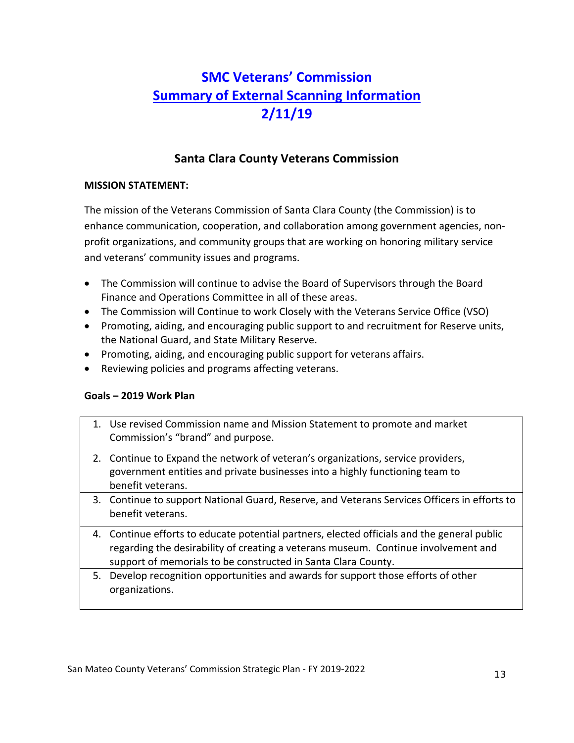# SMC Veterans' Commission
# Summary of External Scanning Information
# 2/11/19

## Santa Clara County Veterans Commission

**MISSION STATEMENT:**

The mission of the Veterans Commission of Santa Clara County (the Commission) is to enhance communication, cooperation, and collaboration among government agencies, non-profit organizations, and community groups that are working on honoring military service and veterans' community issues and programs.

- The Commission will continue to advise the Board of Supervisors through the Board Finance and Operations Committee in all of these areas.
- The Commission will Continue to work Closely with the Veterans Service Office (VSO)
- Promoting, aiding, and encouraging public support to and recruitment for Reserve units, the National Guard, and State Military Reserve.
- Promoting, aiding, and encouraging public support for veterans affairs.
- Reviewing policies and programs affecting veterans.

**Goals – 2019 Work Plan**

| |
|---|
| 1. Use revised Commission name and Mission Statement to promote and market Commission's "brand" and purpose. |
| 2. Continue to Expand the network of veteran's organizations, service providers, government entities and private businesses into a highly functioning team to benefit veterans. |
| 3. Continue to support National Guard, Reserve, and Veterans Services Officers in efforts to benefit veterans. |
| 4. Continue efforts to educate potential partners, elected officials and the general public regarding the desirability of creating a veterans museum. Continue involvement and support of memorials to be constructed in Santa Clara County. |
| 5. Develop recognition opportunities and awards for support those efforts of other organizations. |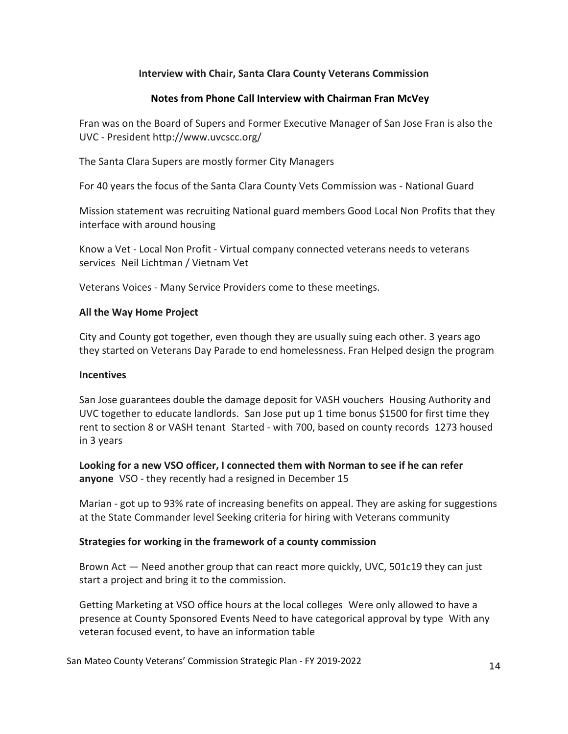**Interview with Chair, Santa Clara County Veterans Commission**

**Notes from Phone Call Interview with Chairman Fran McVey**

Fran was on the Board of Supers and Former Executive Manager of San Jose Fran is also the UVC - President http://www.uvcscc.org/

The Santa Clara Supers are mostly former City Managers

For 40 years the focus of the Santa Clara County Vets Commission was - National Guard

Mission statement was recruiting National guard members Good Local Non Profits that they interface with around housing

Know a Vet - Local Non Profit - Virtual company connected veterans needs to veterans services  Neil Lichtman / Vietnam Vet

Veterans Voices - Many Service Providers come to these meetings.

**All the Way Home Project**

City and County got together, even though they are usually suing each other. 3 years ago they started on Veterans Day Parade to end homelessness. Fran Helped design the program

**Incentives**

San Jose guarantees double the damage deposit for VASH vouchers  Housing Authority and UVC together to educate landlords.  San Jose put up 1 time bonus $1500 for first time they rent to section 8 or VASH tenant  Started - with 700, based on county records  1273 housed in 3 years

**Looking for a new VSO officer, I connected them with Norman to see if he can refer anyone**  VSO - they recently had a resigned in December 15

Marian - got up to 93% rate of increasing benefits on appeal. They are asking for suggestions at the State Commander level Seeking criteria for hiring with Veterans community

**Strategies for working in the framework of a county commission**

Brown Act — Need another group that can react more quickly, UVC, 501c19 they can just start a project and bring it to the commission.

Getting Marketing at VSO office hours at the local colleges  Were only allowed to have a presence at County Sponsored Events Need to have categorical approval by type  With any veteran focused event, to have an information table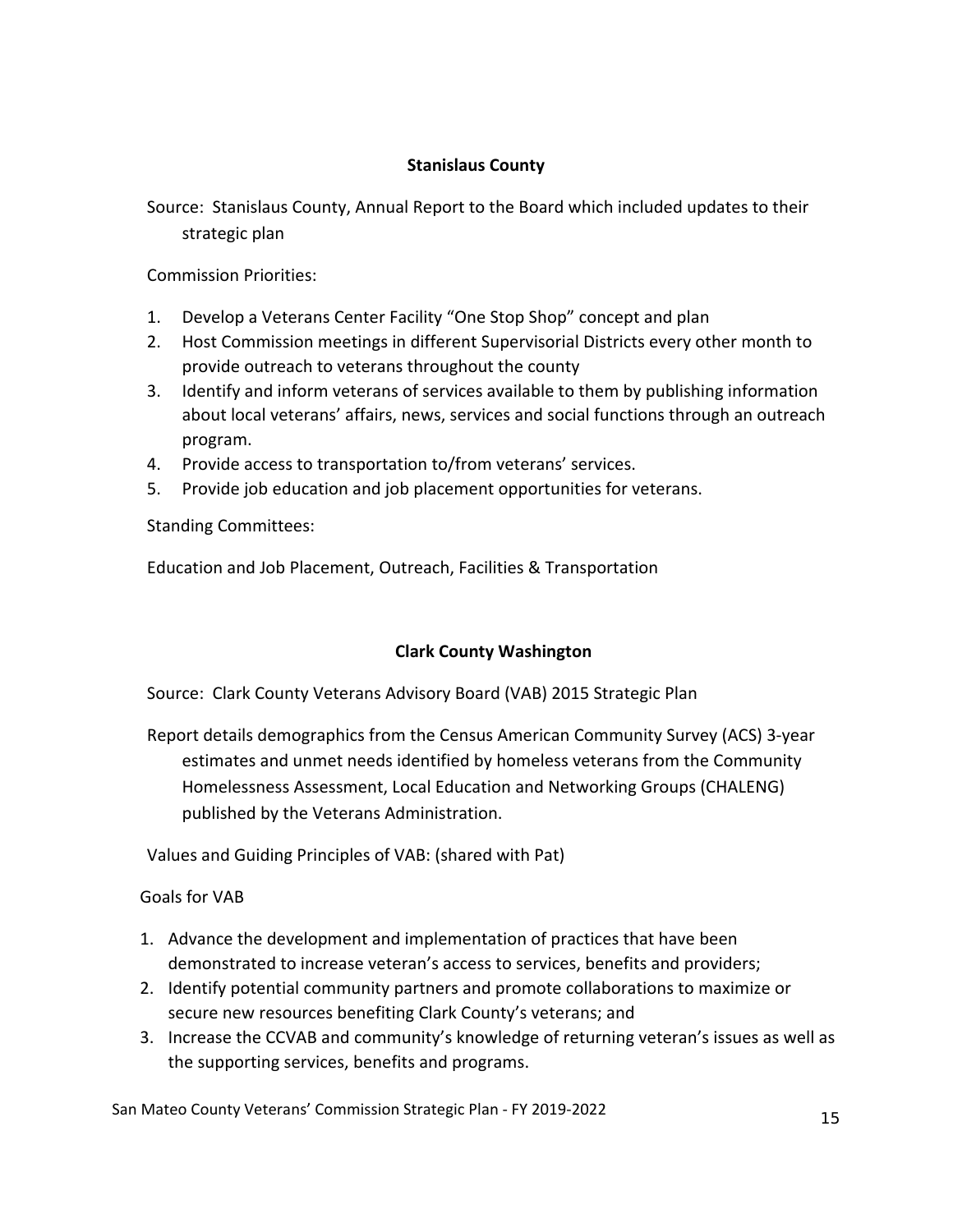### Stanislaus County

Source: Stanislaus County, Annual Report to the Board which included updates to their strategic plan

Commission Priorities:

1. Develop a Veterans Center Facility "One Stop Shop" concept and plan
2. Host Commission meetings in different Supervisorial Districts every other month to provide outreach to veterans throughout the county
3. Identify and inform veterans of services available to them by publishing information about local veterans' affairs, news, services and social functions through an outreach program.
4. Provide access to transportation to/from veterans' services.
5. Provide job education and job placement opportunities for veterans.

Standing Committees:

Education and Job Placement, Outreach, Facilities & Transportation

### Clark County Washington

Source: Clark County Veterans Advisory Board (VAB) 2015 Strategic Plan

Report details demographics from the Census American Community Survey (ACS) 3-year estimates and unmet needs identified by homeless veterans from the Community Homelessness Assessment, Local Education and Networking Groups (CHALENG) published by the Veterans Administration.

Values and Guiding Principles of VAB: (shared with Pat)

Goals for VAB

1. Advance the development and implementation of practices that have been demonstrated to increase veteran's access to services, benefits and providers;
2. Identify potential community partners and promote collaborations to maximize or secure new resources benefiting Clark County's veterans; and
3. Increase the CCVAB and community's knowledge of returning veteran's issues as well as the supporting services, benefits and programs.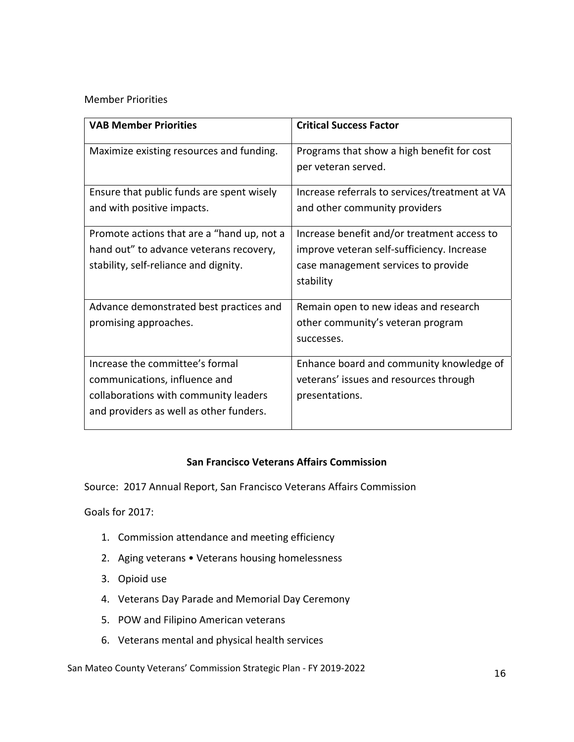Member Priorities

| VAB Member Priorities | Critical Success Factor |
|---|---|
| Maximize existing resources and funding. | Programs that show a high benefit for cost per veteran served. |
| Ensure that public funds are spent wisely and with positive impacts. | Increase referrals to services/treatment at VA and other community providers |
| Promote actions that are a "hand up, not a hand out" to advance veterans recovery, stability, self-reliance and dignity. | Increase benefit and/or treatment access to improve veteran self-sufficiency. Increase case management services to provide stability |
| Advance demonstrated best practices and promising approaches. | Remain open to new ideas and research other community's veteran program successes. |
| Increase the committee's formal communications, influence and collaborations with community leaders and providers as well as other funders. | Enhance board and community knowledge of veterans' issues and resources through presentations. |

**San Francisco Veterans Affairs Commission**

Source: 2017 Annual Report, San Francisco Veterans Affairs Commission

Goals for 2017:

1. Commission attendance and meeting efficiency
2. Aging veterans • Veterans housing homelessness
3. Opioid use
4. Veterans Day Parade and Memorial Day Ceremony
5. POW and Filipino American veterans
6. Veterans mental and physical health services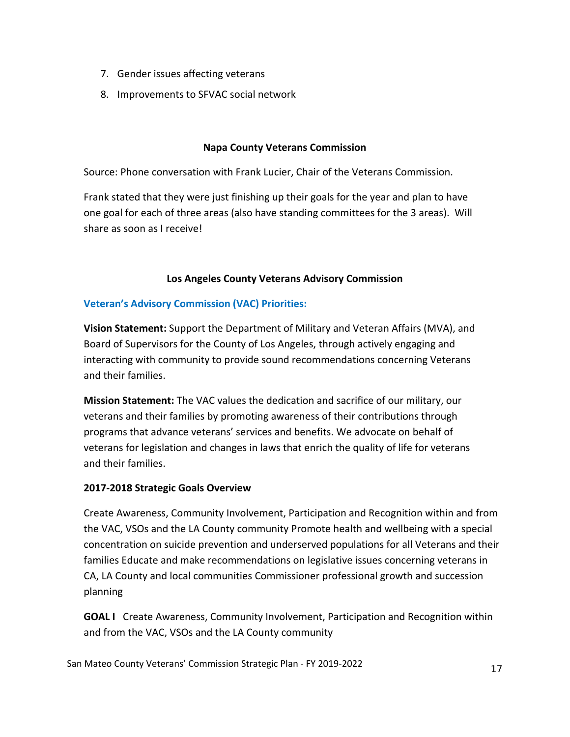7. Gender issues affecting veterans
8. Improvements to SFVAC social network

### Napa County Veterans Commission

Source: Phone conversation with Frank Lucier, Chair of the Veterans Commission.

Frank stated that they were just finishing up their goals for the year and plan to have one goal for each of three areas (also have standing committees for the 3 areas). Will share as soon as I receive!

### Los Angeles County Veterans Advisory Commission

**Veteran's Advisory Commission (VAC) Priorities:**

**Vision Statement:** Support the Department of Military and Veteran Affairs (MVA), and Board of Supervisors for the County of Los Angeles, through actively engaging and interacting with community to provide sound recommendations concerning Veterans and their families.

**Mission Statement:** The VAC values the dedication and sacrifice of our military, our veterans and their families by promoting awareness of their contributions through programs that advance veterans' services and benefits. We advocate on behalf of veterans for legislation and changes in laws that enrich the quality of life for veterans and their families.

**2017-2018 Strategic Goals Overview**

Create Awareness, Community Involvement, Participation and Recognition within and from the VAC, VSOs and the LA County community Promote health and wellbeing with a special concentration on suicide prevention and underserved populations for all Veterans and their families Educate and make recommendations on legislative issues concerning veterans in CA, LA County and local communities Commissioner professional growth and succession planning

**GOAL I** Create Awareness, Community Involvement, Participation and Recognition within and from the VAC, VSOs and the LA County community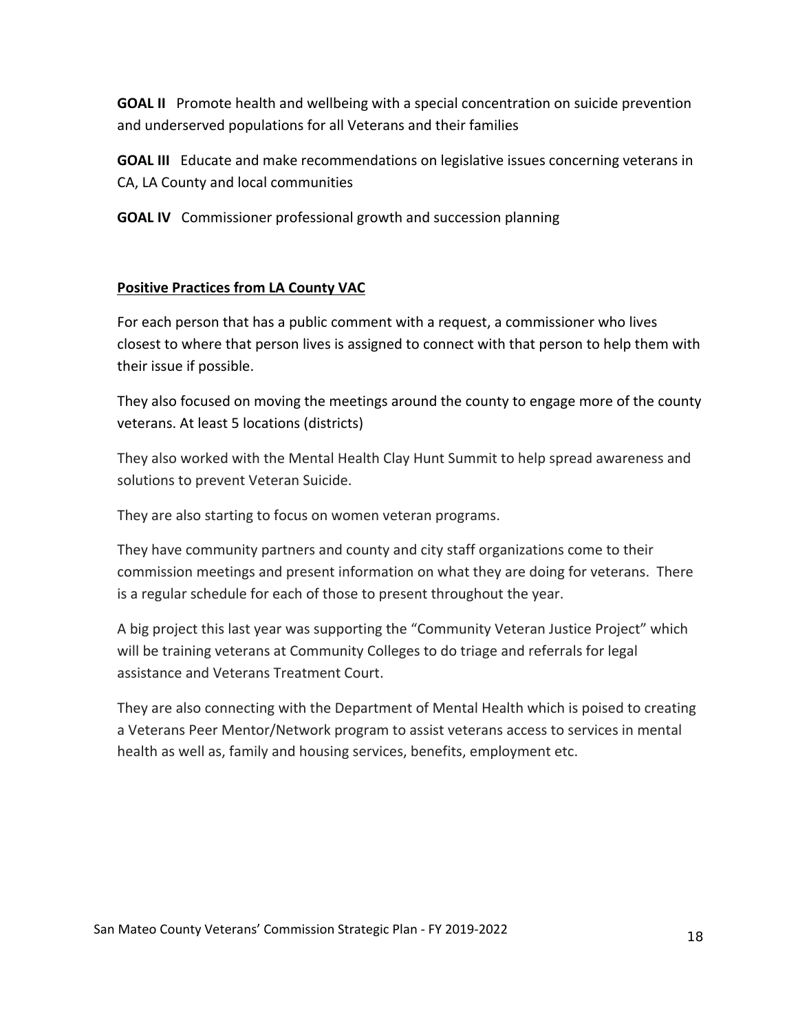**GOAL II** Promote health and wellbeing with a special concentration on suicide prevention and underserved populations for all Veterans and their families

**GOAL III** Educate and make recommendations on legislative issues concerning veterans in CA, LA County and local communities

**GOAL IV** Commissioner professional growth and succession planning

**Positive Practices from LA County VAC**

For each person that has a public comment with a request, a commissioner who lives closest to where that person lives is assigned to connect with that person to help them with their issue if possible.

They also focused on moving the meetings around the county to engage more of the county veterans. At least 5 locations (districts)

They also worked with the Mental Health Clay Hunt Summit to help spread awareness and solutions to prevent Veteran Suicide.

They are also starting to focus on women veteran programs.

They have community partners and county and city staff organizations come to their commission meetings and present information on what they are doing for veterans. There is a regular schedule for each of those to present throughout the year.

A big project this last year was supporting the "Community Veteran Justice Project" which will be training veterans at Community Colleges to do triage and referrals for legal assistance and Veterans Treatment Court.

They are also connecting with the Department of Mental Health which is poised to creating a Veterans Peer Mentor/Network program to assist veterans access to services in mental health as well as, family and housing services, benefits, employment etc.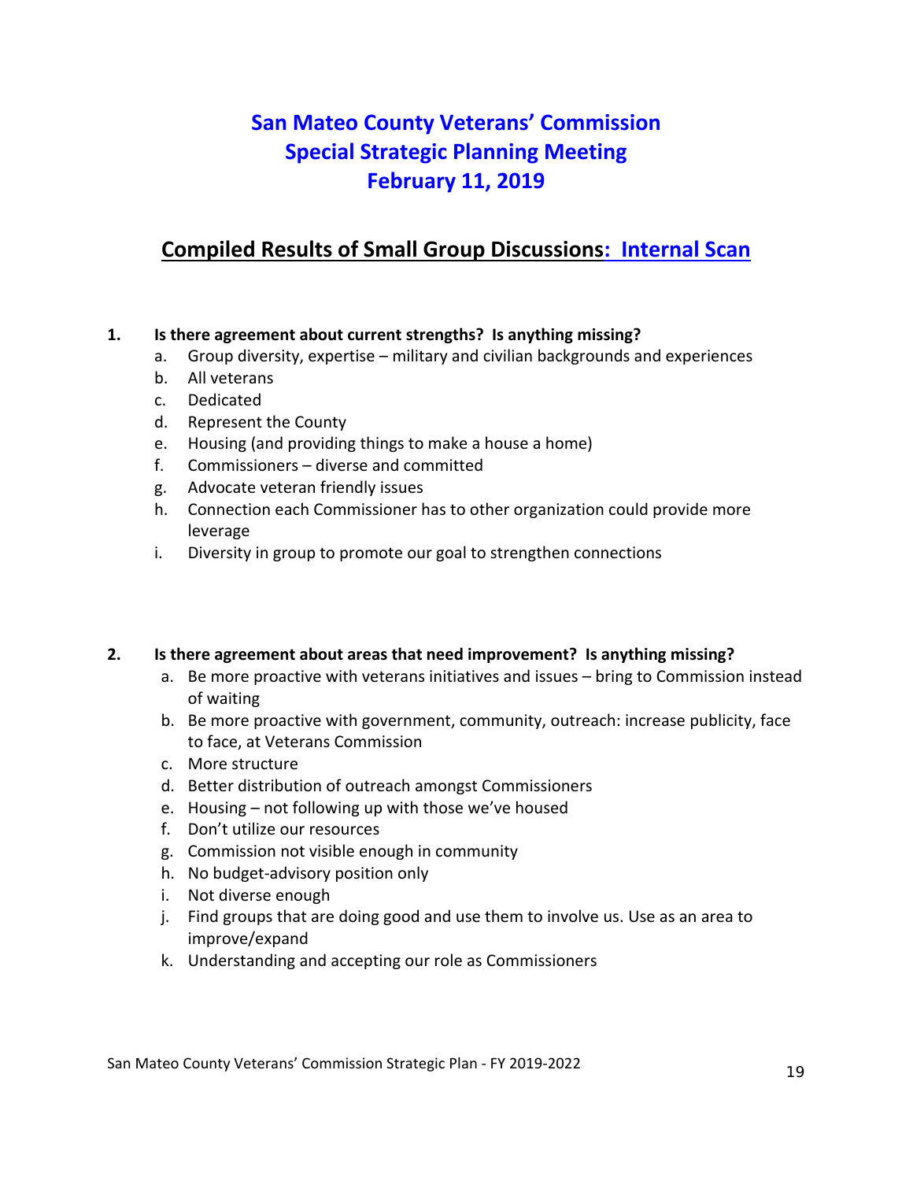# San Mateo County Veterans' Commission
# Special Strategic Planning Meeting
# February 11, 2019

## Compiled Results of Small Group Discussions: Internal Scan

**1. Is there agreement about current strengths? Is anything missing?**

a. Group diversity, expertise – military and civilian backgrounds and experiences
b. All veterans
c. Dedicated
d. Represent the County
e. Housing (and providing things to make a house a home)
f. Commissioners – diverse and committed
g. Advocate veteran friendly issues
h. Connection each Commissioner has to other organization could provide more leverage
i. Diversity in group to promote our goal to strengthen connections

**2. Is there agreement about areas that need improvement? Is anything missing?**

a. Be more proactive with veterans initiatives and issues – bring to Commission instead of waiting
b. Be more proactive with government, community, outreach: increase publicity, face to face, at Veterans Commission
c. More structure
d. Better distribution of outreach amongst Commissioners
e. Housing – not following up with those we've housed
f. Don't utilize our resources
g. Commission not visible enough in community
h. No budget-advisory position only
i. Not diverse enough
j. Find groups that are doing good and use them to involve us. Use as an area to improve/expand
k. Understanding and accepting our role as Commissioners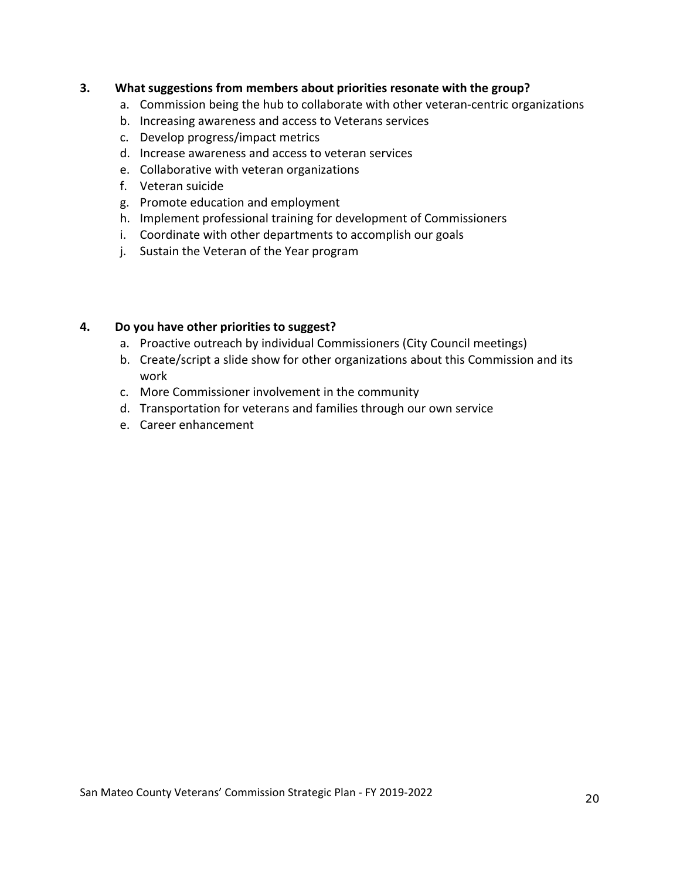**3. What suggestions from members about priorities resonate with the group?**

a. Commission being the hub to collaborate with other veteran-centric organizations
b. Increasing awareness and access to Veterans services
c. Develop progress/impact metrics
d. Increase awareness and access to veteran services
e. Collaborative with veteran organizations
f. Veteran suicide
g. Promote education and employment
h. Implement professional training for development of Commissioners
i. Coordinate with other departments to accomplish our goals
j. Sustain the Veteran of the Year program

**4. Do you have other priorities to suggest?**

a. Proactive outreach by individual Commissioners (City Council meetings)
b. Create/script a slide show for other organizations about this Commission and its work
c. More Commissioner involvement in the community
d. Transportation for veterans and families through our own service
e. Career enhancement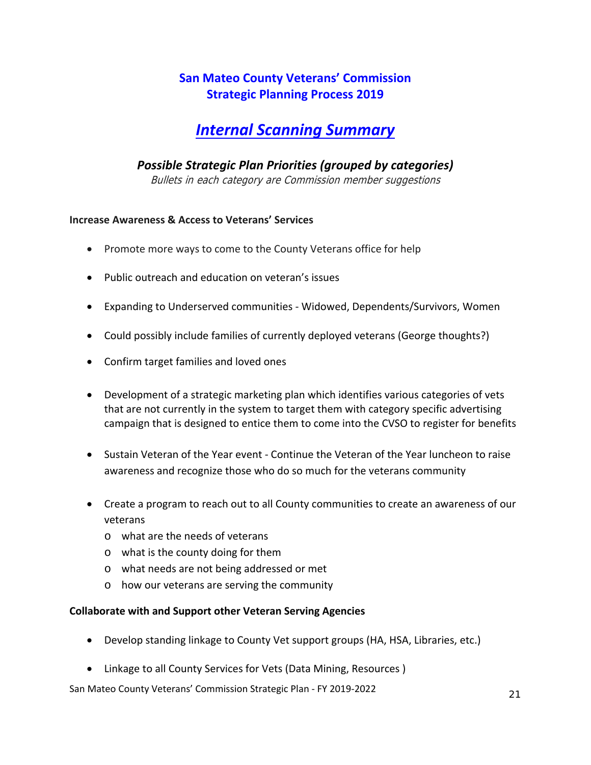## San Mateo County Veterans' Commission
## Strategic Planning Process 2019

# *Internal Scanning Summary*

### *Possible Strategic Plan Priorities (grouped by categories)*

*Bullets in each category are Commission member suggestions*

**Increase Awareness & Access to Veterans' Services**

- Promote more ways to come to the County Veterans office for help
- Public outreach and education on veteran's issues
- Expanding to Underserved communities - Widowed, Dependents/Survivors, Women
- Could possibly include families of currently deployed veterans (George thoughts?)
- Confirm target families and loved ones
- Development of a strategic marketing plan which identifies various categories of vets that are not currently in the system to target them with category specific advertising campaign that is designed to entice them to come into the CVSO to register for benefits
- Sustain Veteran of the Year event - Continue the Veteran of the Year luncheon to raise awareness and recognize those who do so much for the veterans community
- Create a program to reach out to all County communities to create an awareness of our veterans
  - what are the needs of veterans
  - what is the county doing for them
  - what needs are not being addressed or met
  - how our veterans are serving the community

**Collaborate with and Support other Veteran Serving Agencies**

- Develop standing linkage to County Vet support groups (HA, HSA, Libraries, etc.)
- Linkage to all County Services for Vets (Data Mining, Resources )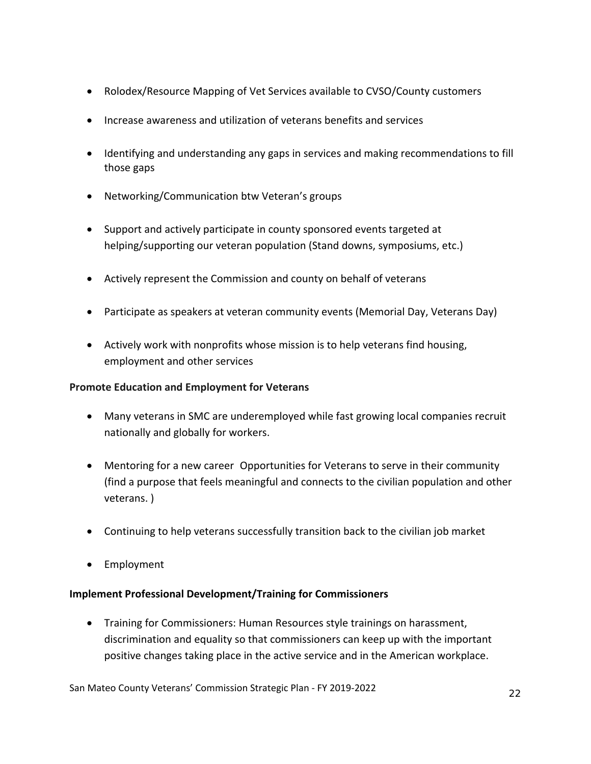- Rolodex/Resource Mapping of Vet Services available to CVSO/County customers
- Increase awareness and utilization of veterans benefits and services
- Identifying and understanding any gaps in services and making recommendations to fill those gaps
- Networking/Communication btw Veteran's groups
- Support and actively participate in county sponsored events targeted at helping/supporting our veteran population (Stand downs, symposiums, etc.)
- Actively represent the Commission and county on behalf of veterans
- Participate as speakers at veteran community events (Memorial Day, Veterans Day)
- Actively work with nonprofits whose mission is to help veterans find housing, employment and other services

**Promote Education and Employment for Veterans**

- Many veterans in SMC are underemployed while fast growing local companies recruit nationally and globally for workers.
- Mentoring for a new career  Opportunities for Veterans to serve in their community (find a purpose that feels meaningful and connects to the civilian population and other veterans. )
- Continuing to help veterans successfully transition back to the civilian job market
- Employment

**Implement Professional Development/Training for Commissioners**

- Training for Commissioners: Human Resources style trainings on harassment, discrimination and equality so that commissioners can keep up with the important positive changes taking place in the active service and in the American workplace.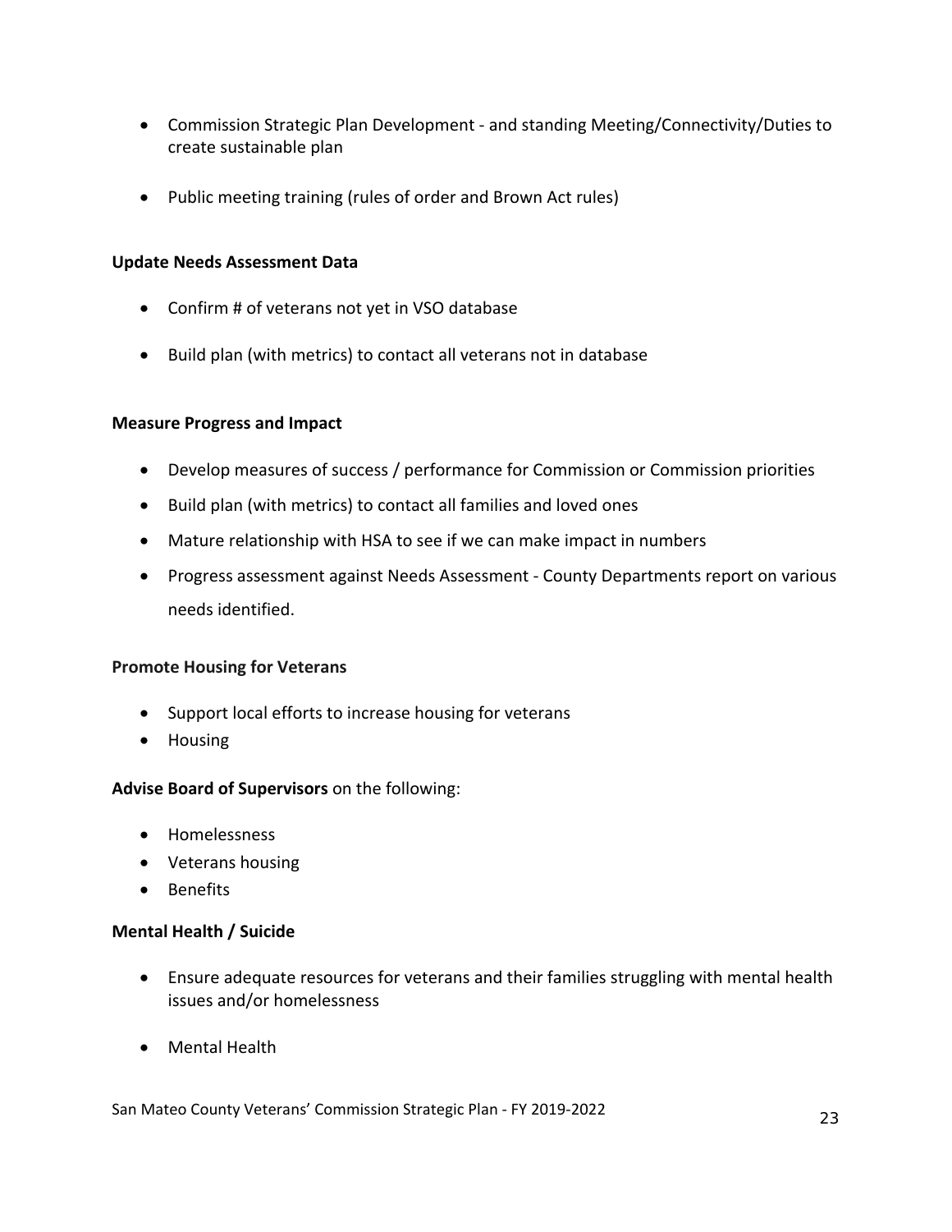- Commission Strategic Plan Development - and standing Meeting/Connectivity/Duties to create sustainable plan

- Public meeting training (rules of order and Brown Act rules)

**Update Needs Assessment Data**

- Confirm # of veterans not yet in VSO database

- Build plan (with metrics) to contact all veterans not in database

**Measure Progress and Impact**

- Develop measures of success / performance for Commission or Commission priorities
- Build plan (with metrics) to contact all families and loved ones
- Mature relationship with HSA to see if we can make impact in numbers
- Progress assessment against Needs Assessment - County Departments report on various needs identified.

**Promote Housing for Veterans**

- Support local efforts to increase housing for veterans
- Housing

**Advise Board of Supervisors** on the following:

- Homelessness
- Veterans housing
- Benefits

**Mental Health / Suicide**

- Ensure adequate resources for veterans and their families struggling with mental health issues and/or homelessness

- Mental Health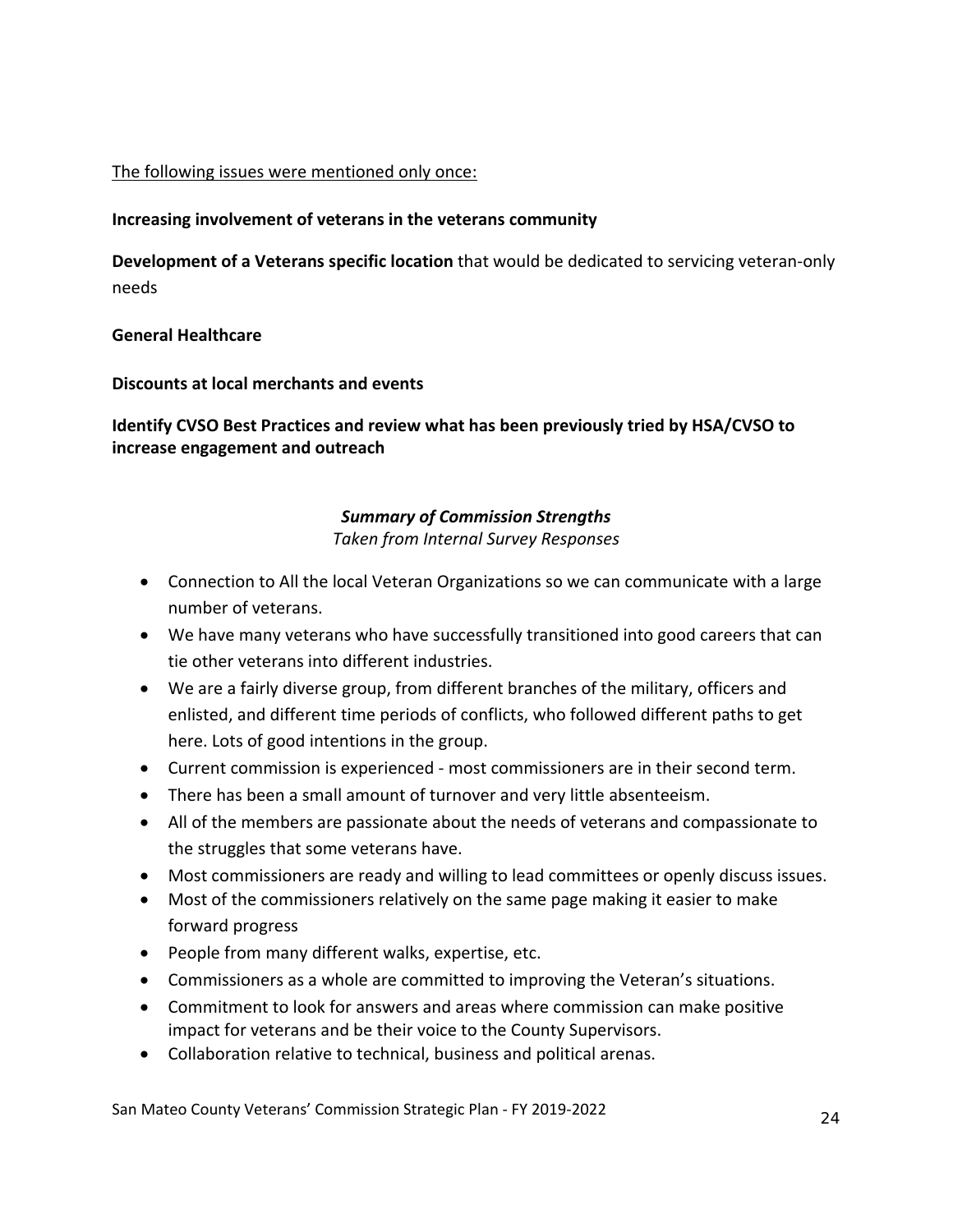The following issues were mentioned only once:

**Increasing involvement of veterans in the veterans community**

**Development of a Veterans specific location** that would be dedicated to servicing veteran-only needs

**General Healthcare**

**Discounts at local merchants and events**

**Identify CVSO Best Practices and review what has been previously tried by HSA/CVSO to increase engagement and outreach**

***Summary of Commission Strengths***

*Taken from Internal Survey Responses*

- Connection to All the local Veteran Organizations so we can communicate with a large number of veterans.
- We have many veterans who have successfully transitioned into good careers that can tie other veterans into different industries.
- We are a fairly diverse group, from different branches of the military, officers and enlisted, and different time periods of conflicts, who followed different paths to get here. Lots of good intentions in the group.
- Current commission is experienced - most commissioners are in their second term.
- There has been a small amount of turnover and very little absenteeism.
- All of the members are passionate about the needs of veterans and compassionate to the struggles that some veterans have.
- Most commissioners are ready and willing to lead committees or openly discuss issues.
- Most of the commissioners relatively on the same page making it easier to make forward progress
- People from many different walks, expertise, etc.
- Commissioners as a whole are committed to improving the Veteran's situations.
- Commitment to look for answers and areas where commission can make positive impact for veterans and be their voice to the County Supervisors.
- Collaboration relative to technical, business and political arenas.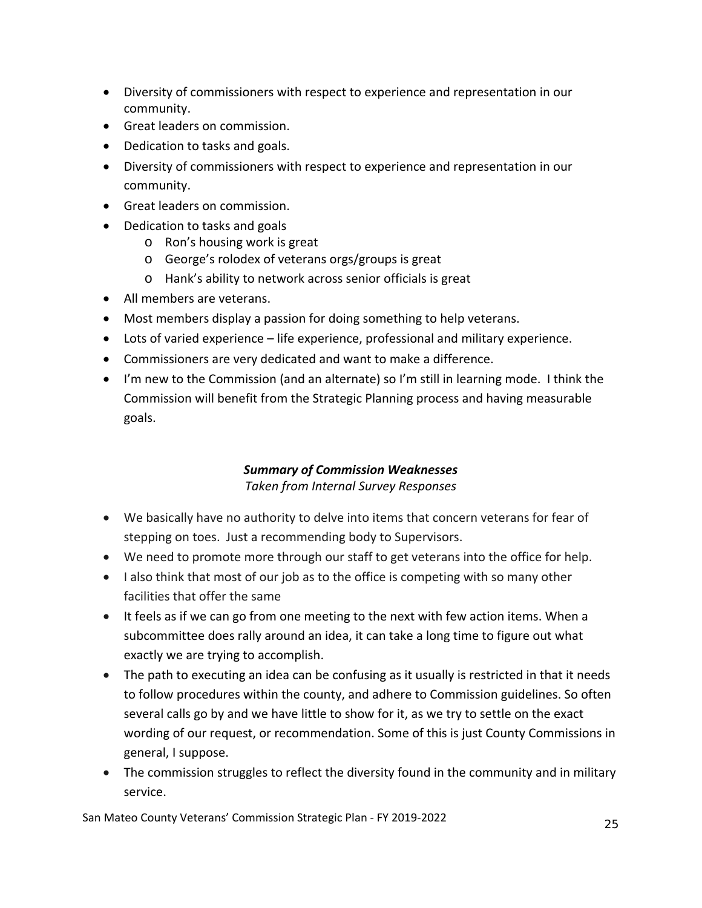- Diversity of commissioners with respect to experience and representation in our community.
- Great leaders on commission.
- Dedication to tasks and goals.
- Diversity of commissioners with respect to experience and representation in our community.
- Great leaders on commission.
- Dedication to tasks and goals
  - Ron's housing work is great
  - George's rolodex of veterans orgs/groups is great
  - Hank's ability to network across senior officials is great
- All members are veterans.
- Most members display a passion for doing something to help veterans.
- Lots of varied experience – life experience, professional and military experience.
- Commissioners are very dedicated and want to make a difference.
- I'm new to the Commission (and an alternate) so I'm still in learning mode. I think the Commission will benefit from the Strategic Planning process and having measurable goals.

***Summary of Commission Weaknesses***

*Taken from Internal Survey Responses*

- We basically have no authority to delve into items that concern veterans for fear of stepping on toes. Just a recommending body to Supervisors.
- We need to promote more through our staff to get veterans into the office for help.
- I also think that most of our job as to the office is competing with so many other facilities that offer the same
- It feels as if we can go from one meeting to the next with few action items. When a subcommittee does rally around an idea, it can take a long time to figure out what exactly we are trying to accomplish.
- The path to executing an idea can be confusing as it usually is restricted in that it needs to follow procedures within the county, and adhere to Commission guidelines. So often several calls go by and we have little to show for it, as we try to settle on the exact wording of our request, or recommendation. Some of this is just County Commissions in general, I suppose.
- The commission struggles to reflect the diversity found in the community and in military service.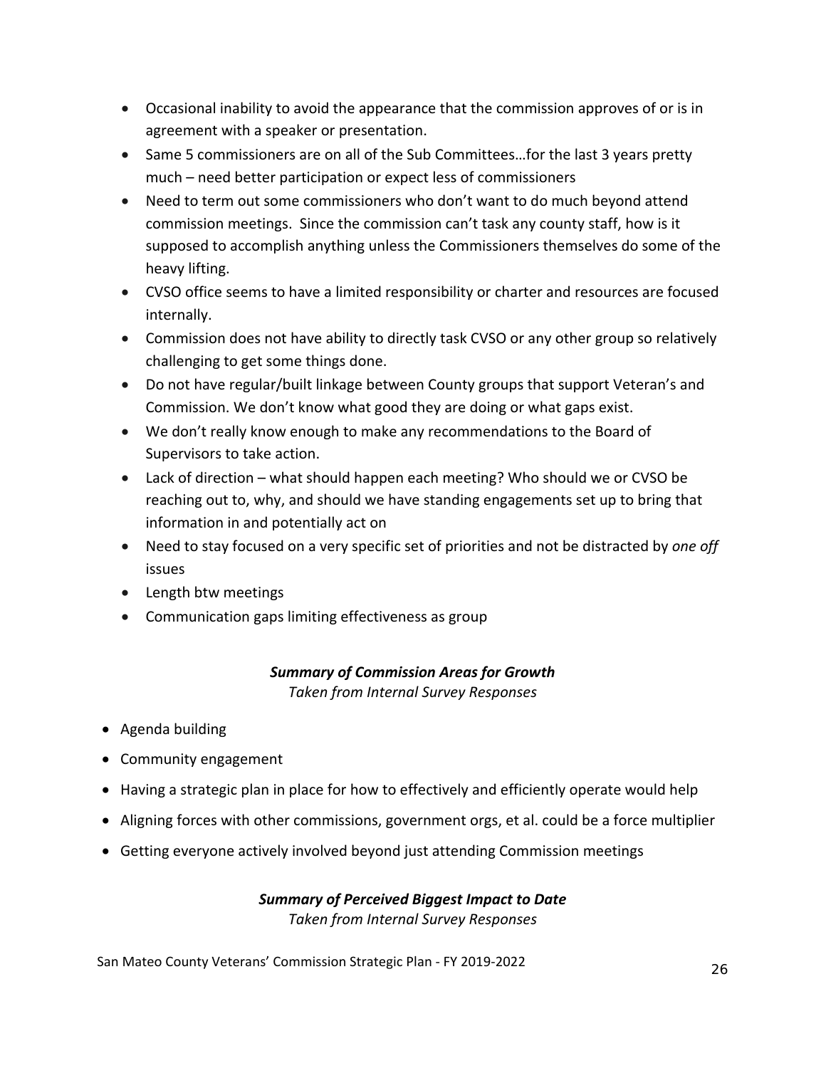- Occasional inability to avoid the appearance that the commission approves of or is in agreement with a speaker or presentation.
- Same 5 commissioners are on all of the Sub Committees…for the last 3 years pretty much – need better participation or expect less of commissioners
- Need to term out some commissioners who don't want to do much beyond attend commission meetings. Since the commission can't task any county staff, how is it supposed to accomplish anything unless the Commissioners themselves do some of the heavy lifting.
- CVSO office seems to have a limited responsibility or charter and resources are focused internally.
- Commission does not have ability to directly task CVSO or any other group so relatively challenging to get some things done.
- Do not have regular/built linkage between County groups that support Veteran's and Commission. We don't know what good they are doing or what gaps exist.
- We don't really know enough to make any recommendations to the Board of Supervisors to take action.
- Lack of direction – what should happen each meeting? Who should we or CVSO be reaching out to, why, and should we have standing engagements set up to bring that information in and potentially act on
- Need to stay focused on a very specific set of priorities and not be distracted by *one off* issues
- Length btw meetings
- Communication gaps limiting effectiveness as group

### *Summary of Commission Areas for Growth*

*Taken from Internal Survey Responses*

- Agenda building
- Community engagement
- Having a strategic plan in place for how to effectively and efficiently operate would help
- Aligning forces with other commissions, government orgs, et al. could be a force multiplier
- Getting everyone actively involved beyond just attending Commission meetings

### *Summary of Perceived Biggest Impact to Date*

*Taken from Internal Survey Responses*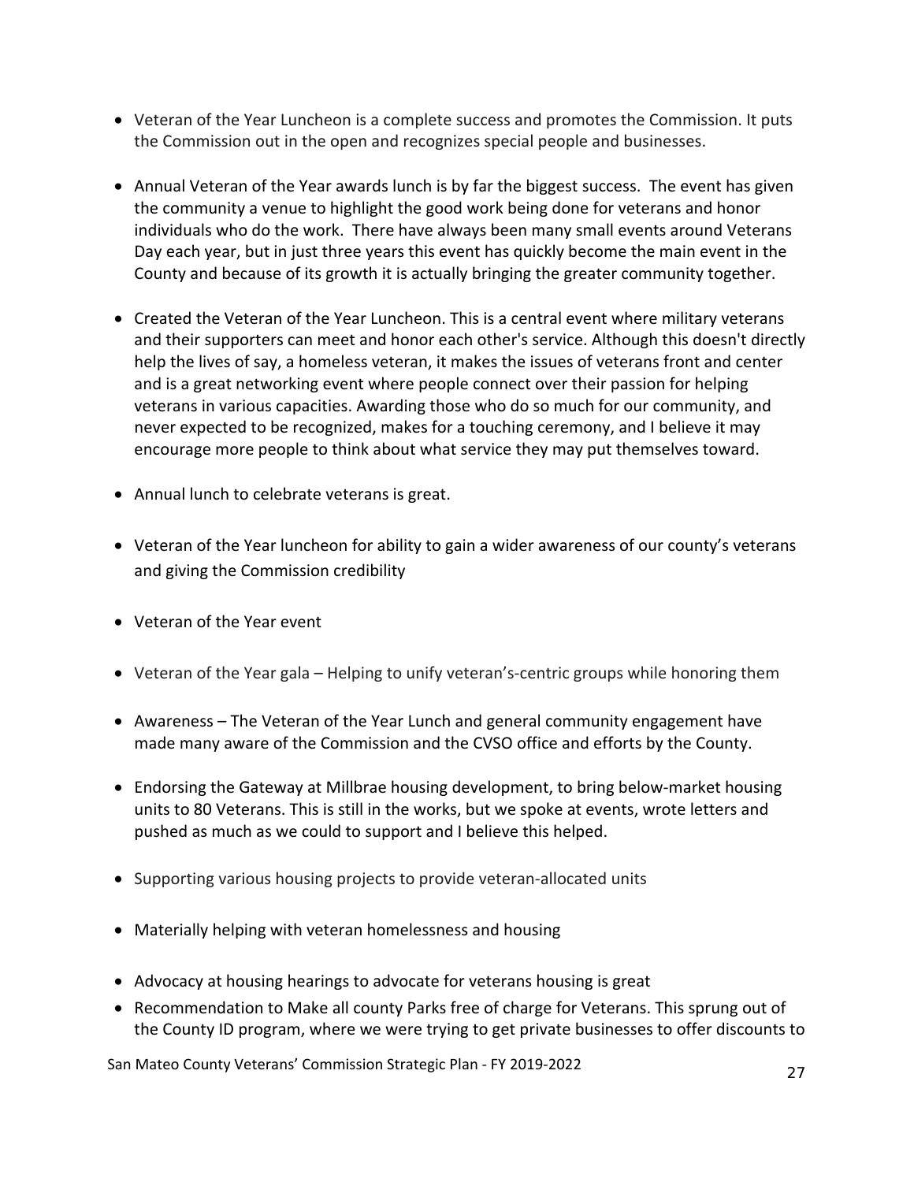- Veteran of the Year Luncheon is a complete success and promotes the Commission. It puts the Commission out in the open and recognizes special people and businesses.

- Annual Veteran of the Year awards lunch is by far the biggest success. The event has given the community a venue to highlight the good work being done for veterans and honor individuals who do the work. There have always been many small events around Veterans Day each year, but in just three years this event has quickly become the main event in the County and because of its growth it is actually bringing the greater community together.

- Created the Veteran of the Year Luncheon. This is a central event where military veterans and their supporters can meet and honor each other's service. Although this doesn't directly help the lives of say, a homeless veteran, it makes the issues of veterans front and center and is a great networking event where people connect over their passion for helping veterans in various capacities. Awarding those who do so much for our community, and never expected to be recognized, makes for a touching ceremony, and I believe it may encourage more people to think about what service they may put themselves toward.

- Annual lunch to celebrate veterans is great.

- Veteran of the Year luncheon for ability to gain a wider awareness of our county's veterans and giving the Commission credibility

- Veteran of the Year event

- Veteran of the Year gala – Helping to unify veteran's-centric groups while honoring them

- Awareness – The Veteran of the Year Lunch and general community engagement have made many aware of the Commission and the CVSO office and efforts by the County.

- Endorsing the Gateway at Millbrae housing development, to bring below-market housing units to 80 Veterans. This is still in the works, but we spoke at events, wrote letters and pushed as much as we could to support and I believe this helped.

- Supporting various housing projects to provide veteran-allocated units

- Materially helping with veteran homelessness and housing

- Advocacy at housing hearings to advocate for veterans housing is great
- Recommendation to Make all county Parks free of charge for Veterans. This sprung out of the County ID program, where we were trying to get private businesses to offer discounts to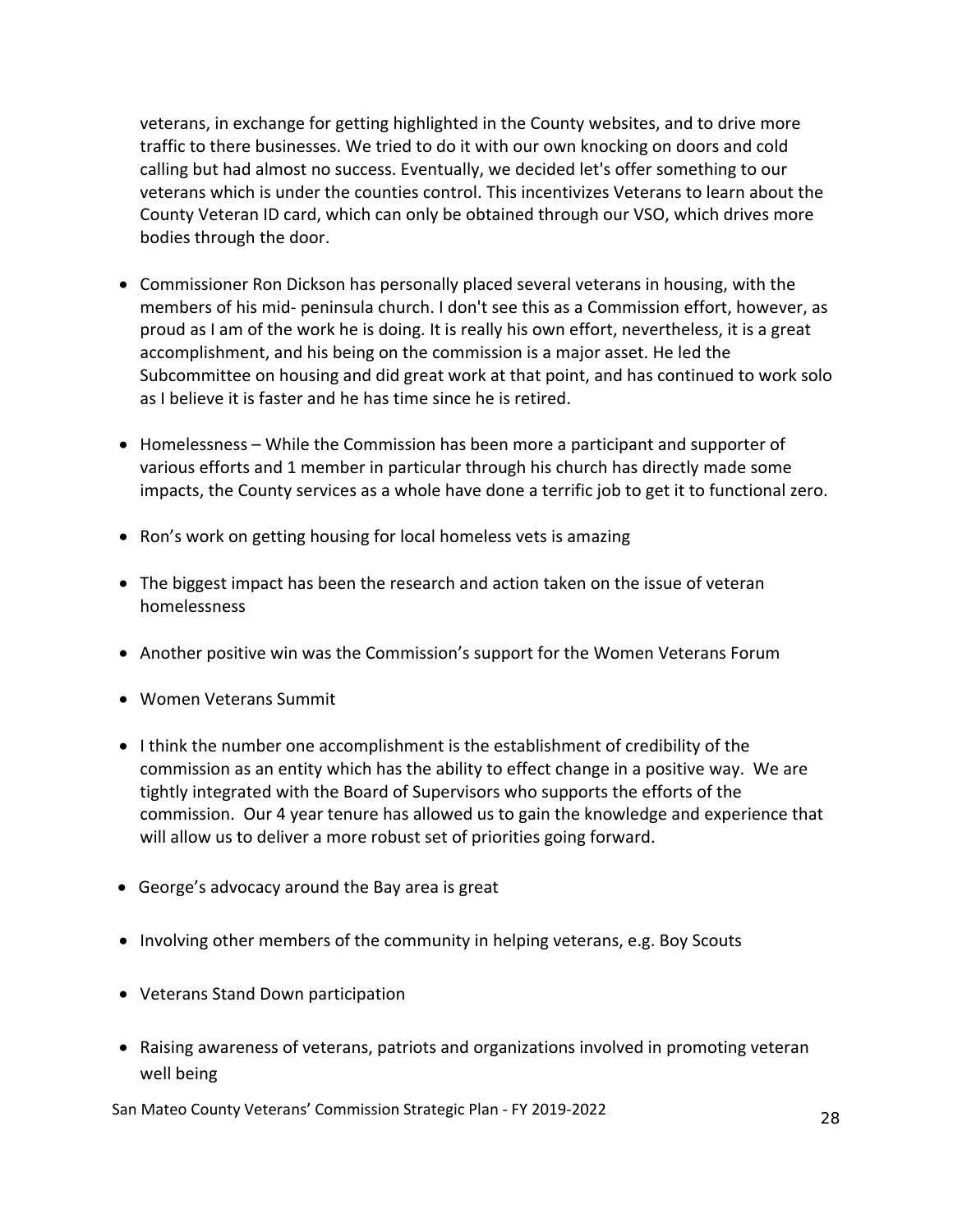veterans, in exchange for getting highlighted in the County websites, and to drive more traffic to there businesses. We tried to do it with our own knocking on doors and cold calling but had almost no success. Eventually, we decided let's offer something to our veterans which is under the counties control. This incentivizes Veterans to learn about the County Veteran ID card, which can only be obtained through our VSO, which drives more bodies through the door.

- Commissioner Ron Dickson has personally placed several veterans in housing, with the members of his mid- peninsula church. I don't see this as a Commission effort, however, as proud as I am of the work he is doing. It is really his own effort, nevertheless, it is a great accomplishment, and his being on the commission is a major asset. He led the Subcommittee on housing and did great work at that point, and has continued to work solo as I believe it is faster and he has time since he is retired.
- Homelessness – While the Commission has been more a participant and supporter of various efforts and 1 member in particular through his church has directly made some impacts, the County services as a whole have done a terrific job to get it to functional zero.
- Ron's work on getting housing for local homeless vets is amazing
- The biggest impact has been the research and action taken on the issue of veteran homelessness
- Another positive win was the Commission's support for the Women Veterans Forum
- Women Veterans Summit
- I think the number one accomplishment is the establishment of credibility of the commission as an entity which has the ability to effect change in a positive way. We are tightly integrated with the Board of Supervisors who supports the efforts of the commission. Our 4 year tenure has allowed us to gain the knowledge and experience that will allow us to deliver a more robust set of priorities going forward.
- George's advocacy around the Bay area is great
- Involving other members of the community in helping veterans, e.g. Boy Scouts
- Veterans Stand Down participation
- Raising awareness of veterans, patriots and organizations involved in promoting veteran well being